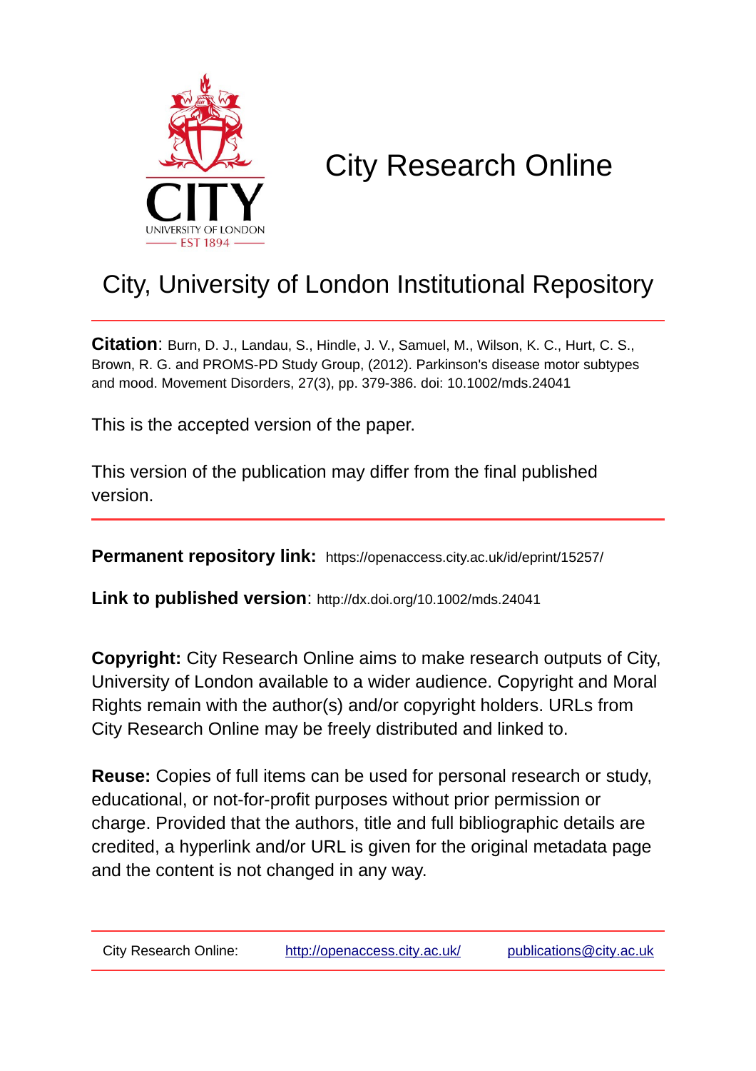CITY
UNIVERSITY OF LONDON
EST 1894

# City Research Online

## City, University of London Institutional Repository

**Citation**: Burn, D. J., Landau, S., Hindle, J. V., Samuel, M., Wilson, K. C., Hurt, C. S., Brown, R. G. and PROMS-PD Study Group, (2012). Parkinson's disease motor subtypes and mood. Movement Disorders, 27(3), pp. 379-386. doi: 10.1002/mds.24041

This is the accepted version of the paper.

This version of the publication may differ from the final published version.

**Permanent repository link:** https://openaccess.city.ac.uk/id/eprint/15257/

**Link to published version**: http://dx.doi.org/10.1002/mds.24041

**Copyright:** City Research Online aims to make research outputs of City, University of London available to a wider audience. Copyright and Moral Rights remain with the author(s) and/or copyright holders. URLs from City Research Online may be freely distributed and linked to.

**Reuse:** Copies of full items can be used for personal research or study, educational, or not-for-profit purposes without prior permission or charge. Provided that the authors, title and full bibliographic details are credited, a hyperlink and/or URL is given for the original metadata page and the content is not changed in any way.

| City Research Online: | http://openaccess.city.ac.uk/ | publications@city.ac.uk |
|---|---|---|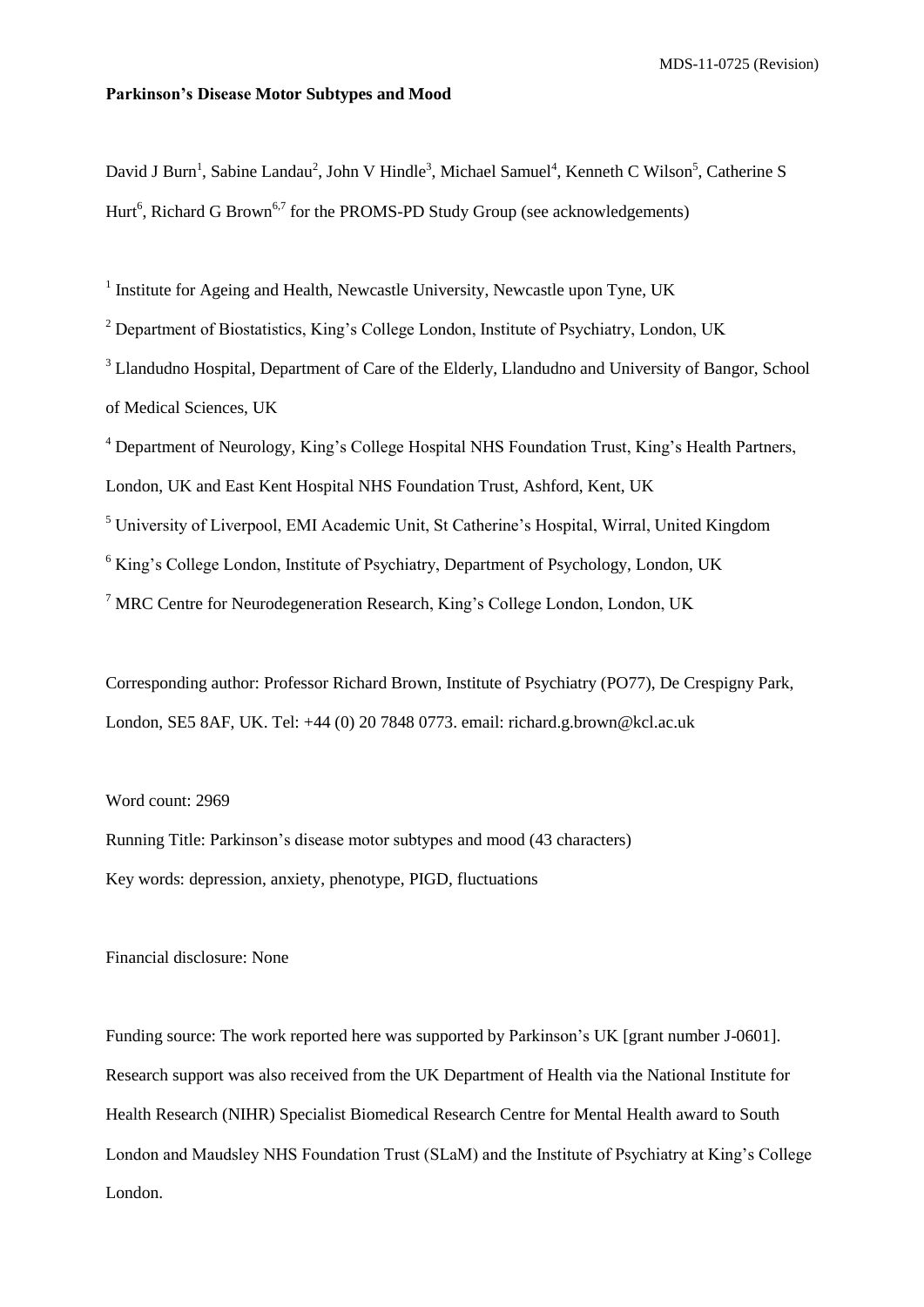**Parkinson's Disease Motor Subtypes and Mood**

David J Burn[1], Sabine Landau[2], John V Hindle[3], Michael Samuel[4], Kenneth C Wilson[5], Catherine S Hurt[6], Richard G Brown[6,7] for the PROMS-PD Study Group (see acknowledgements)

[1] Institute for Ageing and Health, Newcastle University, Newcastle upon Tyne, UK

[2] Department of Biostatistics, King's College London, Institute of Psychiatry, London, UK

[3] Llandudno Hospital, Department of Care of the Elderly, Llandudno and University of Bangor, School of Medical Sciences, UK

[4] Department of Neurology, King's College Hospital NHS Foundation Trust, King's Health Partners, London, UK and East Kent Hospital NHS Foundation Trust, Ashford, Kent, UK

[5] University of Liverpool, EMI Academic Unit, St Catherine's Hospital, Wirral, United Kingdom

[6] King's College London, Institute of Psychiatry, Department of Psychology, London, UK

[7] MRC Centre for Neurodegeneration Research, King's College London, London, UK

Corresponding author: Professor Richard Brown, Institute of Psychiatry (PO77), De Crespigny Park, London, SE5 8AF, UK. Tel: +44 (0) 20 7848 0773. email: richard.g.brown@kcl.ac.uk

Word count: 2969

Running Title: Parkinson's disease motor subtypes and mood (43 characters)

Key words: depression, anxiety, phenotype, PIGD, fluctuations

Financial disclosure: None

Funding source: The work reported here was supported by Parkinson's UK [grant number J-0601]. Research support was also received from the UK Department of Health via the National Institute for Health Research (NIHR) Specialist Biomedical Research Centre for Mental Health award to South London and Maudsley NHS Foundation Trust (SLaM) and the Institute of Psychiatry at King's College London.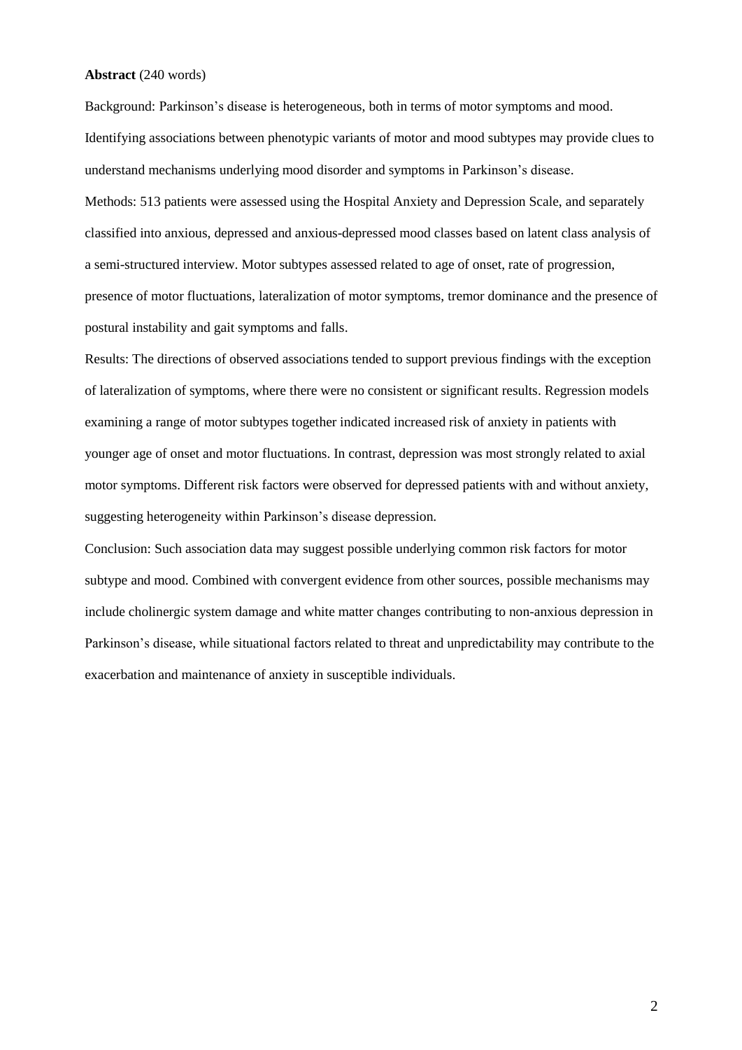**Abstract** (240 words)

Background: Parkinson's disease is heterogeneous, both in terms of motor symptoms and mood. Identifying associations between phenotypic variants of motor and mood subtypes may provide clues to understand mechanisms underlying mood disorder and symptoms in Parkinson's disease.

Methods: 513 patients were assessed using the Hospital Anxiety and Depression Scale, and separately classified into anxious, depressed and anxious-depressed mood classes based on latent class analysis of a semi-structured interview. Motor subtypes assessed related to age of onset, rate of progression, presence of motor fluctuations, lateralization of motor symptoms, tremor dominance and the presence of postural instability and gait symptoms and falls.

Results: The directions of observed associations tended to support previous findings with the exception of lateralization of symptoms, where there were no consistent or significant results. Regression models examining a range of motor subtypes together indicated increased risk of anxiety in patients with younger age of onset and motor fluctuations. In contrast, depression was most strongly related to axial motor symptoms. Different risk factors were observed for depressed patients with and without anxiety, suggesting heterogeneity within Parkinson's disease depression.

Conclusion: Such association data may suggest possible underlying common risk factors for motor subtype and mood. Combined with convergent evidence from other sources, possible mechanisms may include cholinergic system damage and white matter changes contributing to non-anxious depression in Parkinson's disease, while situational factors related to threat and unpredictability may contribute to the exacerbation and maintenance of anxiety in susceptible individuals.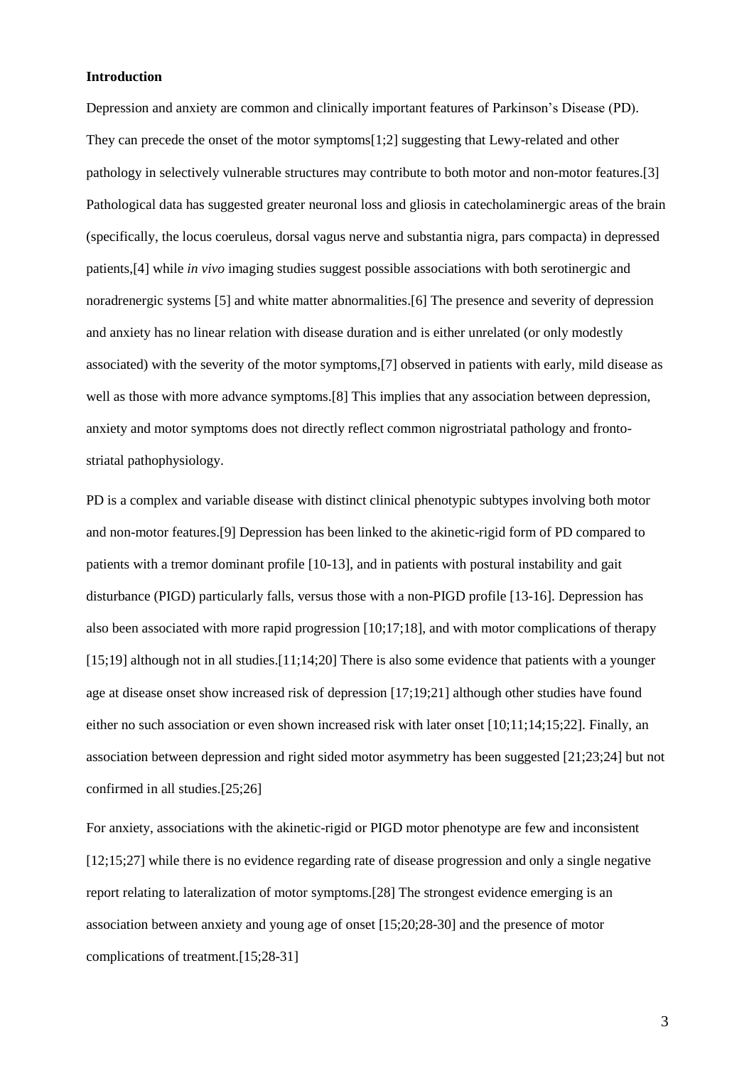**Introduction**

Depression and anxiety are common and clinically important features of Parkinson's Disease (PD). They can precede the onset of the motor symptoms[1;2] suggesting that Lewy-related and other pathology in selectively vulnerable structures may contribute to both motor and non-motor features.[3] Pathological data has suggested greater neuronal loss and gliosis in catecholaminergic areas of the brain (specifically, the locus coeruleus, dorsal vagus nerve and substantia nigra, pars compacta) in depressed patients,[4] while *in vivo* imaging studies suggest possible associations with both serotinergic and noradrenergic systems [5] and white matter abnormalities.[6] The presence and severity of depression and anxiety has no linear relation with disease duration and is either unrelated (or only modestly associated) with the severity of the motor symptoms,[7] observed in patients with early, mild disease as well as those with more advance symptoms.[8] This implies that any association between depression, anxiety and motor symptoms does not directly reflect common nigrostriatal pathology and fronto-striatal pathophysiology.

PD is a complex and variable disease with distinct clinical phenotypic subtypes involving both motor and non-motor features.[9] Depression has been linked to the akinetic-rigid form of PD compared to patients with a tremor dominant profile [10-13], and in patients with postural instability and gait disturbance (PIGD) particularly falls, versus those with a non-PIGD profile [13-16]. Depression has also been associated with more rapid progression [10;17;18], and with motor complications of therapy [15;19] although not in all studies.[11;14;20] There is also some evidence that patients with a younger age at disease onset show increased risk of depression [17;19;21] although other studies have found either no such association or even shown increased risk with later onset [10;11;14;15;22]. Finally, an association between depression and right sided motor asymmetry has been suggested [21;23;24] but not confirmed in all studies.[25;26]

For anxiety, associations with the akinetic-rigid or PIGD motor phenotype are few and inconsistent [12;15;27] while there is no evidence regarding rate of disease progression and only a single negative report relating to lateralization of motor symptoms.[28] The strongest evidence emerging is an association between anxiety and young age of onset [15;20;28-30] and the presence of motor complications of treatment.[15;28-31]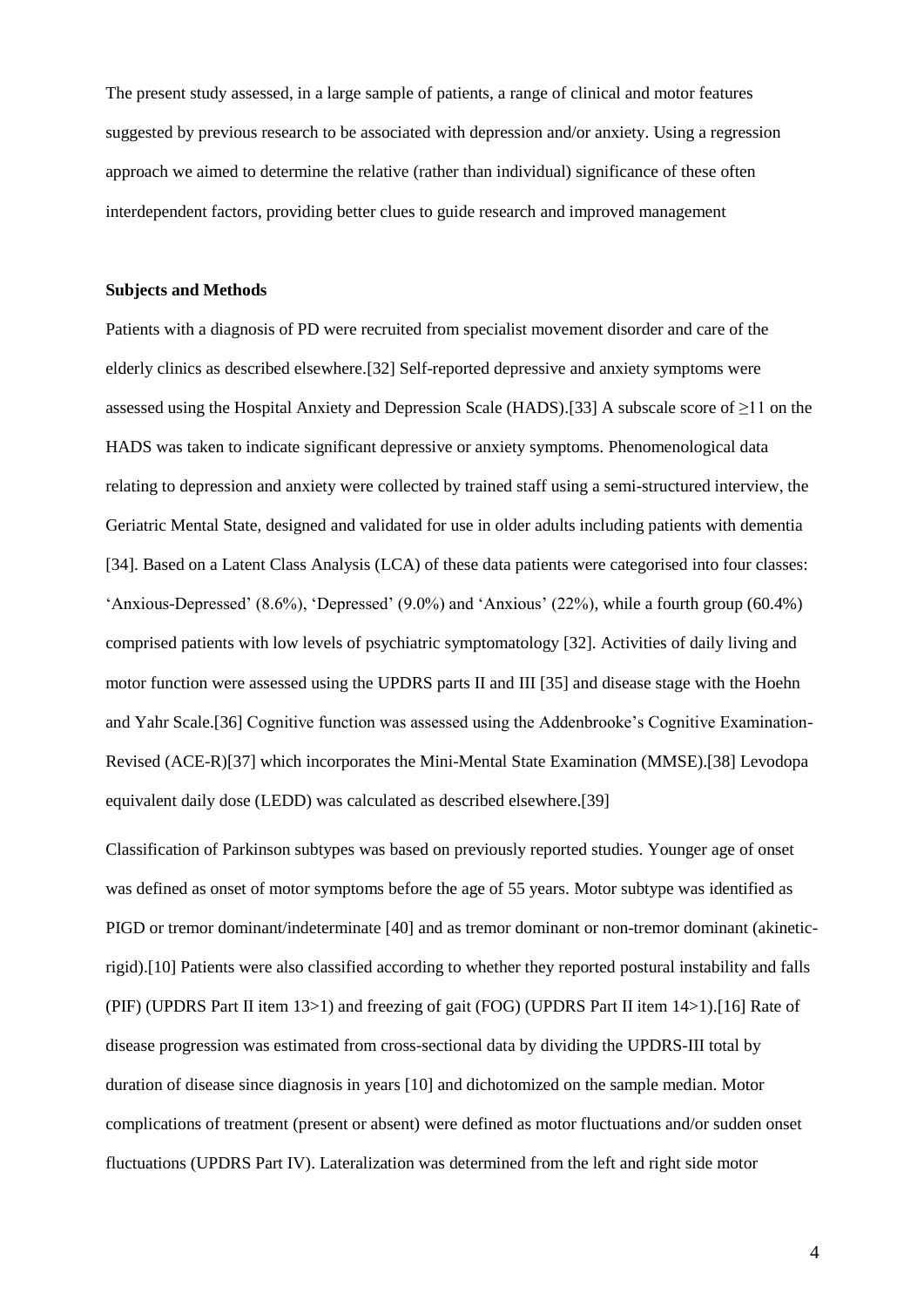The present study assessed, in a large sample of patients, a range of clinical and motor features suggested by previous research to be associated with depression and/or anxiety. Using a regression approach we aimed to determine the relative (rather than individual) significance of these often interdependent factors, providing better clues to guide research and improved management

**Subjects and Methods**

Patients with a diagnosis of PD were recruited from specialist movement disorder and care of the elderly clinics as described elsewhere.[32] Self-reported depressive and anxiety symptoms were assessed using the Hospital Anxiety and Depression Scale (HADS).[33] A subscale score of ≥11 on the HADS was taken to indicate significant depressive or anxiety symptoms. Phenomenological data relating to depression and anxiety were collected by trained staff using a semi-structured interview, the Geriatric Mental State, designed and validated for use in older adults including patients with dementia [34]. Based on a Latent Class Analysis (LCA) of these data patients were categorised into four classes: 'Anxious-Depressed' (8.6%), 'Depressed' (9.0%) and 'Anxious' (22%), while a fourth group (60.4%) comprised patients with low levels of psychiatric symptomatology [32]. Activities of daily living and motor function were assessed using the UPDRS parts II and III [35] and disease stage with the Hoehn and Yahr Scale.[36] Cognitive function was assessed using the Addenbrooke's Cognitive Examination-Revised (ACE-R)[37] which incorporates the Mini-Mental State Examination (MMSE).[38] Levodopa equivalent daily dose (LEDD) was calculated as described elsewhere.[39]

Classification of Parkinson subtypes was based on previously reported studies. Younger age of onset was defined as onset of motor symptoms before the age of 55 years. Motor subtype was identified as PIGD or tremor dominant/indeterminate [40] and as tremor dominant or non-tremor dominant (akinetic-rigid).[10] Patients were also classified according to whether they reported postural instability and falls (PIF) (UPDRS Part II item 13>1) and freezing of gait (FOG) (UPDRS Part II item 14>1).[16] Rate of disease progression was estimated from cross-sectional data by dividing the UPDRS-III total by duration of disease since diagnosis in years [10] and dichotomized on the sample median. Motor complications of treatment (present or absent) were defined as motor fluctuations and/or sudden onset fluctuations (UPDRS Part IV). Lateralization was determined from the left and right side motor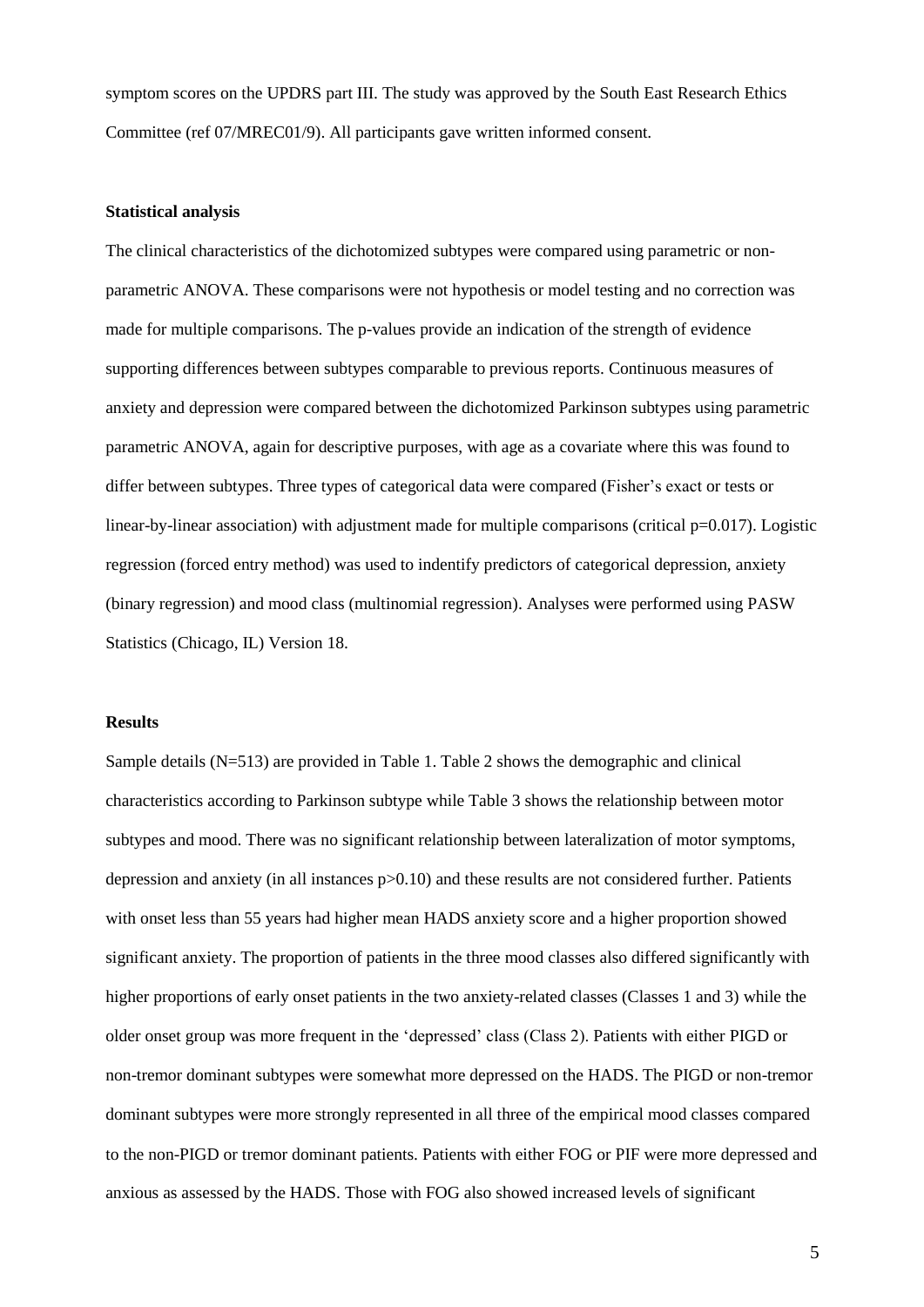symptom scores on the UPDRS part III. The study was approved by the South East Research Ethics Committee (ref 07/MREC01/9). All participants gave written informed consent.

**Statistical analysis**

The clinical characteristics of the dichotomized subtypes were compared using parametric or non-parametric ANOVA. These comparisons were not hypothesis or model testing and no correction was made for multiple comparisons. The p-values provide an indication of the strength of evidence supporting differences between subtypes comparable to previous reports. Continuous measures of anxiety and depression were compared between the dichotomized Parkinson subtypes using parametric parametric ANOVA, again for descriptive purposes, with age as a covariate where this was found to differ between subtypes. Three types of categorical data were compared (Fisher's exact or tests or linear-by-linear association) with adjustment made for multiple comparisons (critical p=0.017). Logistic regression (forced entry method) was used to indentify predictors of categorical depression, anxiety (binary regression) and mood class (multinomial regression). Analyses were performed using PASW Statistics (Chicago, IL) Version 18.

**Results**

Sample details (N=513) are provided in Table 1. Table 2 shows the demographic and clinical characteristics according to Parkinson subtype while Table 3 shows the relationship between motor subtypes and mood. There was no significant relationship between lateralization of motor symptoms, depression and anxiety (in all instances p>0.10) and these results are not considered further. Patients with onset less than 55 years had higher mean HADS anxiety score and a higher proportion showed significant anxiety. The proportion of patients in the three mood classes also differed significantly with higher proportions of early onset patients in the two anxiety-related classes (Classes 1 and 3) while the older onset group was more frequent in the 'depressed' class (Class 2). Patients with either PIGD or non-tremor dominant subtypes were somewhat more depressed on the HADS. The PIGD or non-tremor dominant subtypes were more strongly represented in all three of the empirical mood classes compared to the non-PIGD or tremor dominant patients. Patients with either FOG or PIF were more depressed and anxious as assessed by the HADS. Those with FOG also showed increased levels of significant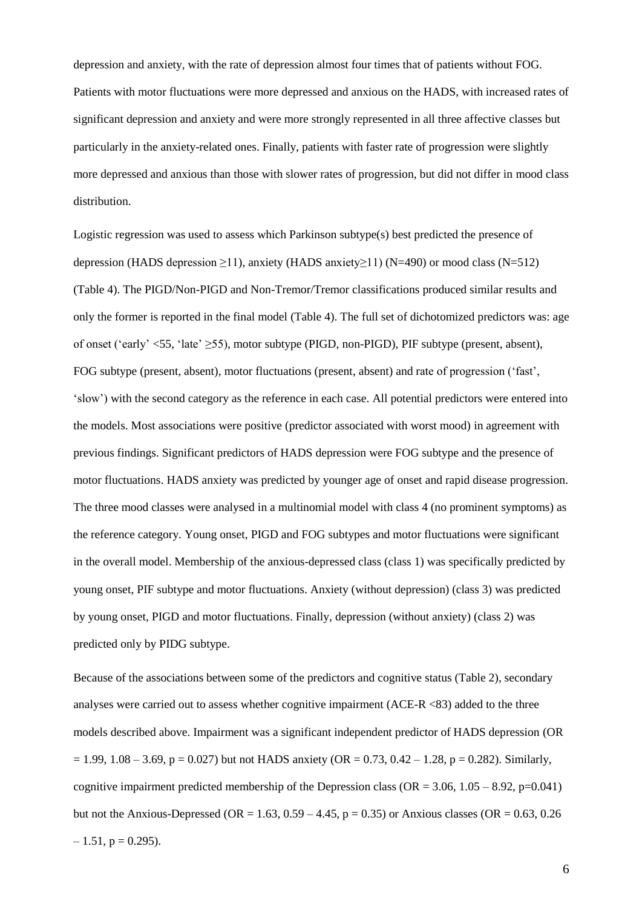depression and anxiety, with the rate of depression almost four times that of patients without FOG. Patients with motor fluctuations were more depressed and anxious on the HADS, with increased rates of significant depression and anxiety and were more strongly represented in all three affective classes but particularly in the anxiety-related ones. Finally, patients with faster rate of progression were slightly more depressed and anxious than those with slower rates of progression, but did not differ in mood class distribution.

Logistic regression was used to assess which Parkinson subtype(s) best predicted the presence of depression (HADS depression $\geq$11), anxiety (HADS anxiety$\geq$11) (N=490) or mood class (N=512) (Table 4). The PIGD/Non-PIGD and Non-Tremor/Tremor classifications produced similar results and only the former is reported in the final model (Table 4). The full set of dichotomized predictors was: age of onset ('early' <55, 'late' $\geq$55), motor subtype (PIGD, non-PIGD), PIF subtype (present, absent), FOG subtype (present, absent), motor fluctuations (present, absent) and rate of progression ('fast', 'slow') with the second category as the reference in each case. All potential predictors were entered into the models. Most associations were positive (predictor associated with worst mood) in agreement with previous findings. Significant predictors of HADS depression were FOG subtype and the presence of motor fluctuations. HADS anxiety was predicted by younger age of onset and rapid disease progression. The three mood classes were analysed in a multinomial model with class 4 (no prominent symptoms) as the reference category. Young onset, PIGD and FOG subtypes and motor fluctuations were significant in the overall model. Membership of the anxious-depressed class (class 1) was specifically predicted by young onset, PIF subtype and motor fluctuations. Anxiety (without depression) (class 3) was predicted by young onset, PIGD and motor fluctuations. Finally, depression (without anxiety) (class 2) was predicted only by PIDG subtype.

Because of the associations between some of the predictors and cognitive status (Table 2), secondary analyses were carried out to assess whether cognitive impairment (ACE-R <83) added to the three models described above. Impairment was a significant independent predictor of HADS depression (OR = 1.99, 1.08 – 3.69, p = 0.027) but not HADS anxiety (OR = 0.73, 0.42 – 1.28, p = 0.282). Similarly, cognitive impairment predicted membership of the Depression class (OR = 3.06, 1.05 – 8.92, p=0.041) but not the Anxious-Depressed (OR = 1.63, 0.59 – 4.45, p = 0.35) or Anxious classes (OR = 0.63, 0.26 – 1.51, p = 0.295).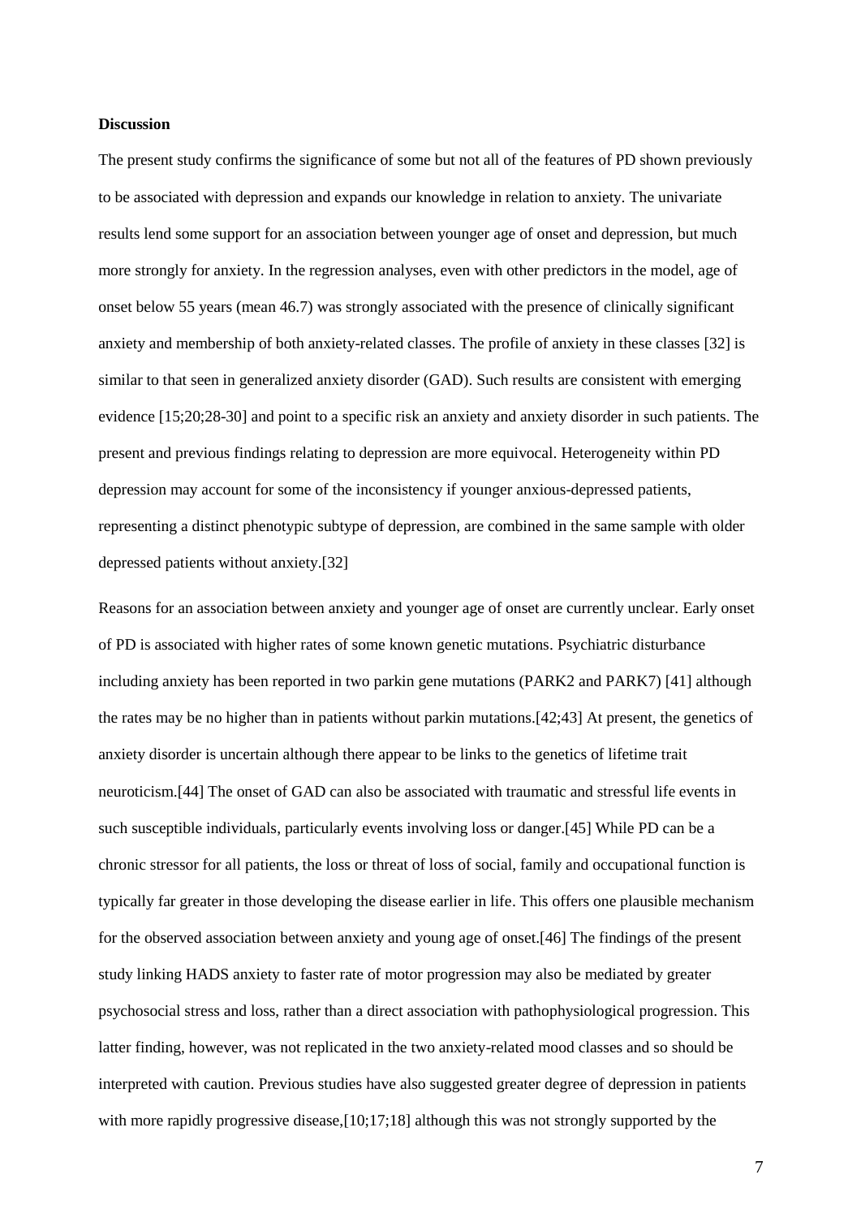**Discussion**

The present study confirms the significance of some but not all of the features of PD shown previously to be associated with depression and expands our knowledge in relation to anxiety. The univariate results lend some support for an association between younger age of onset and depression, but much more strongly for anxiety. In the regression analyses, even with other predictors in the model, age of onset below 55 years (mean 46.7) was strongly associated with the presence of clinically significant anxiety and membership of both anxiety-related classes. The profile of anxiety in these classes [32] is similar to that seen in generalized anxiety disorder (GAD). Such results are consistent with emerging evidence [15;20;28-30] and point to a specific risk an anxiety and anxiety disorder in such patients. The present and previous findings relating to depression are more equivocal. Heterogeneity within PD depression may account for some of the inconsistency if younger anxious-depressed patients, representing a distinct phenotypic subtype of depression, are combined in the same sample with older depressed patients without anxiety.[32]

Reasons for an association between anxiety and younger age of onset are currently unclear. Early onset of PD is associated with higher rates of some known genetic mutations. Psychiatric disturbance including anxiety has been reported in two parkin gene mutations (PARK2 and PARK7) [41] although the rates may be no higher than in patients without parkin mutations.[42;43] At present, the genetics of anxiety disorder is uncertain although there appear to be links to the genetics of lifetime trait neuroticism.[44] The onset of GAD can also be associated with traumatic and stressful life events in such susceptible individuals, particularly events involving loss or danger.[45] While PD can be a chronic stressor for all patients, the loss or threat of loss of social, family and occupational function is typically far greater in those developing the disease earlier in life. This offers one plausible mechanism for the observed association between anxiety and young age of onset.[46] The findings of the present study linking HADS anxiety to faster rate of motor progression may also be mediated by greater psychosocial stress and loss, rather than a direct association with pathophysiological progression. This latter finding, however, was not replicated in the two anxiety-related mood classes and so should be interpreted with caution. Previous studies have also suggested greater degree of depression in patients with more rapidly progressive disease,[10;17;18] although this was not strongly supported by the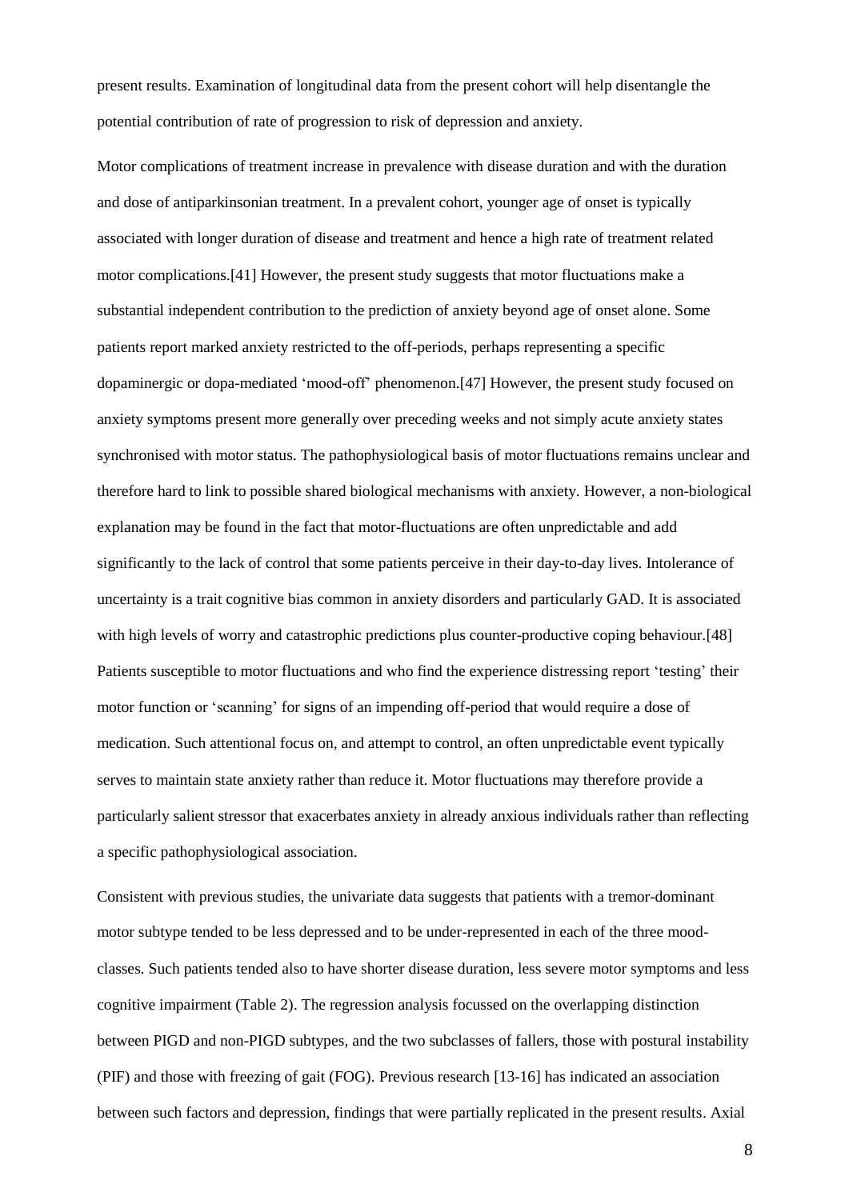present results. Examination of longitudinal data from the present cohort will help disentangle the potential contribution of rate of progression to risk of depression and anxiety.

Motor complications of treatment increase in prevalence with disease duration and with the duration and dose of antiparkinsonian treatment. In a prevalent cohort, younger age of onset is typically associated with longer duration of disease and treatment and hence a high rate of treatment related motor complications.[41] However, the present study suggests that motor fluctuations make a substantial independent contribution to the prediction of anxiety beyond age of onset alone. Some patients report marked anxiety restricted to the off-periods, perhaps representing a specific dopaminergic or dopa-mediated 'mood-off' phenomenon.[47] However, the present study focused on anxiety symptoms present more generally over preceding weeks and not simply acute anxiety states synchronised with motor status. The pathophysiological basis of motor fluctuations remains unclear and therefore hard to link to possible shared biological mechanisms with anxiety. However, a non-biological explanation may be found in the fact that motor-fluctuations are often unpredictable and add significantly to the lack of control that some patients perceive in their day-to-day lives. Intolerance of uncertainty is a trait cognitive bias common in anxiety disorders and particularly GAD. It is associated with high levels of worry and catastrophic predictions plus counter-productive coping behaviour.[48] Patients susceptible to motor fluctuations and who find the experience distressing report 'testing' their motor function or 'scanning' for signs of an impending off-period that would require a dose of medication. Such attentional focus on, and attempt to control, an often unpredictable event typically serves to maintain state anxiety rather than reduce it. Motor fluctuations may therefore provide a particularly salient stressor that exacerbates anxiety in already anxious individuals rather than reflecting a specific pathophysiological association.

Consistent with previous studies, the univariate data suggests that patients with a tremor-dominant motor subtype tended to be less depressed and to be under-represented in each of the three mood-classes. Such patients tended also to have shorter disease duration, less severe motor symptoms and less cognitive impairment (Table 2). The regression analysis focussed on the overlapping distinction between PIGD and non-PIGD subtypes, and the two subclasses of fallers, those with postural instability (PIF) and those with freezing of gait (FOG). Previous research [13-16] has indicated an association between such factors and depression, findings that were partially replicated in the present results. Axial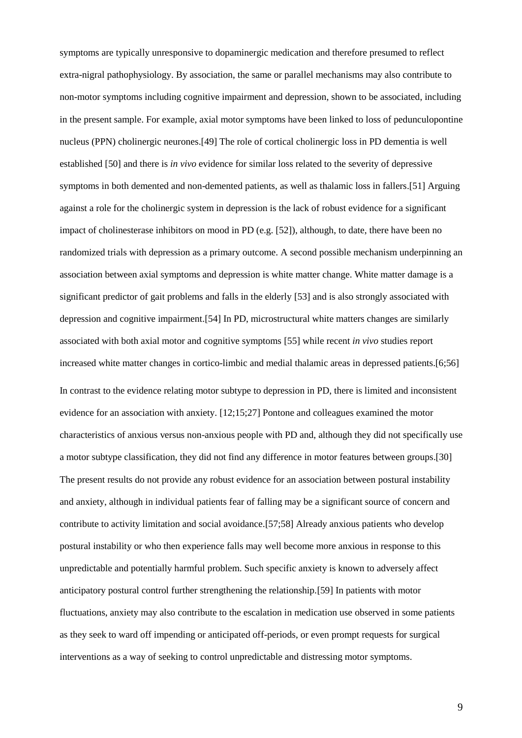symptoms are typically unresponsive to dopaminergic medication and therefore presumed to reflect extra-nigral pathophysiology. By association, the same or parallel mechanisms may also contribute to non-motor symptoms including cognitive impairment and depression, shown to be associated, including in the present sample. For example, axial motor symptoms have been linked to loss of pedunculopontine nucleus (PPN) cholinergic neurones.[49] The role of cortical cholinergic loss in PD dementia is well established [50] and there is *in vivo* evidence for similar loss related to the severity of depressive symptoms in both demented and non-demented patients, as well as thalamic loss in fallers.[51] Arguing against a role for the cholinergic system in depression is the lack of robust evidence for a significant impact of cholinesterase inhibitors on mood in PD (e.g. [52]), although, to date, there have been no randomized trials with depression as a primary outcome. A second possible mechanism underpinning an association between axial symptoms and depression is white matter change. White matter damage is a significant predictor of gait problems and falls in the elderly [53] and is also strongly associated with depression and cognitive impairment.[54] In PD, microstructural white matters changes are similarly associated with both axial motor and cognitive symptoms [55] while recent *in vivo* studies report increased white matter changes in cortico-limbic and medial thalamic areas in depressed patients.[6;56]

In contrast to the evidence relating motor subtype to depression in PD, there is limited and inconsistent evidence for an association with anxiety. [12;15;27] Pontone and colleagues examined the motor characteristics of anxious versus non-anxious people with PD and, although they did not specifically use a motor subtype classification, they did not find any difference in motor features between groups.[30] The present results do not provide any robust evidence for an association between postural instability and anxiety, although in individual patients fear of falling may be a significant source of concern and contribute to activity limitation and social avoidance.[57;58] Already anxious patients who develop postural instability or who then experience falls may well become more anxious in response to this unpredictable and potentially harmful problem. Such specific anxiety is known to adversely affect anticipatory postural control further strengthening the relationship.[59] In patients with motor fluctuations, anxiety may also contribute to the escalation in medication use observed in some patients as they seek to ward off impending or anticipated off-periods, or even prompt requests for surgical interventions as a way of seeking to control unpredictable and distressing motor symptoms.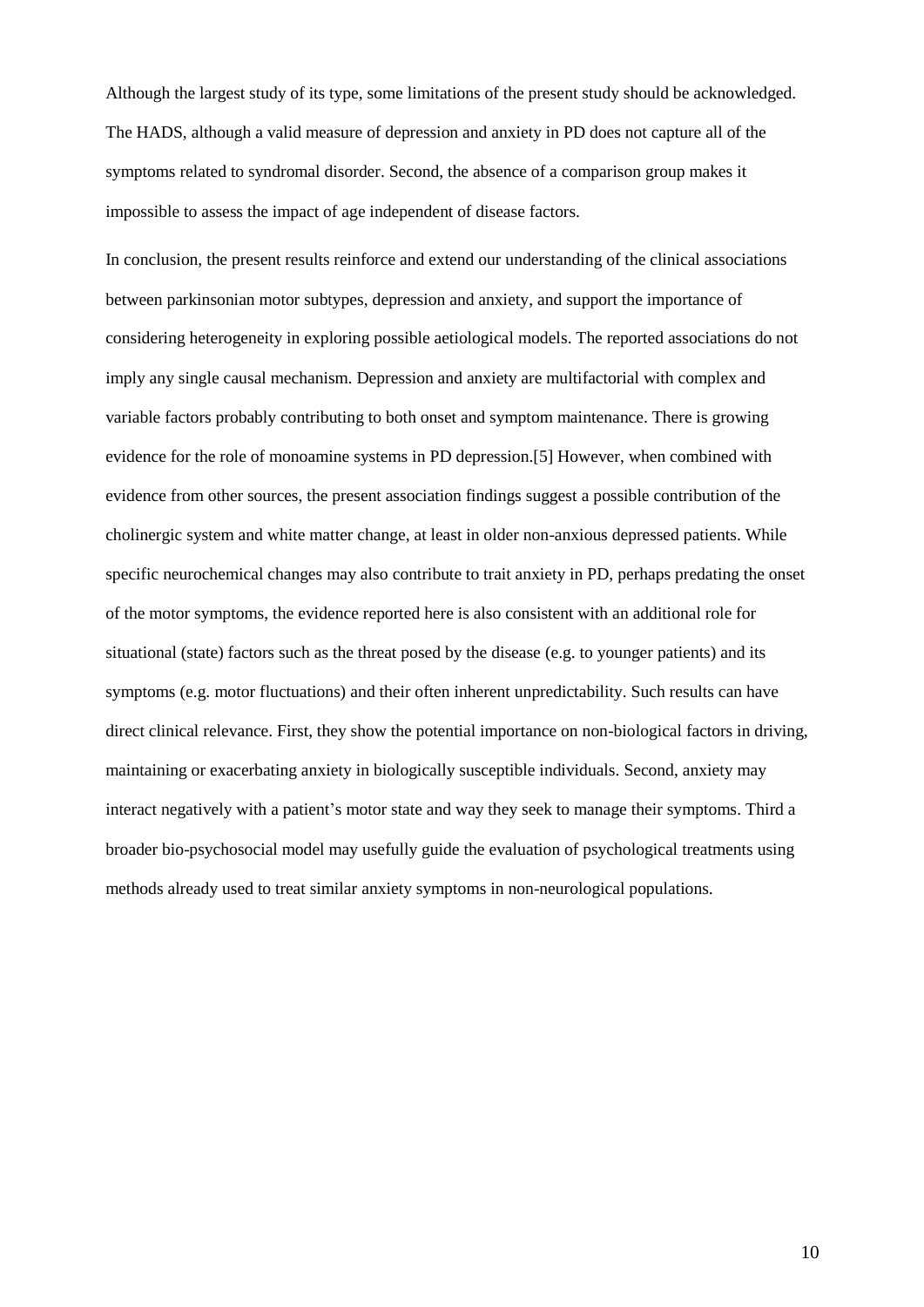Although the largest study of its type, some limitations of the present study should be acknowledged. The HADS, although a valid measure of depression and anxiety in PD does not capture all of the symptoms related to syndromal disorder. Second, the absence of a comparison group makes it impossible to assess the impact of age independent of disease factors.

In conclusion, the present results reinforce and extend our understanding of the clinical associations between parkinsonian motor subtypes, depression and anxiety, and support the importance of considering heterogeneity in exploring possible aetiological models. The reported associations do not imply any single causal mechanism. Depression and anxiety are multifactorial with complex and variable factors probably contributing to both onset and symptom maintenance. There is growing evidence for the role of monoamine systems in PD depression.[5] However, when combined with evidence from other sources, the present association findings suggest a possible contribution of the cholinergic system and white matter change, at least in older non-anxious depressed patients. While specific neurochemical changes may also contribute to trait anxiety in PD, perhaps predating the onset of the motor symptoms, the evidence reported here is also consistent with an additional role for situational (state) factors such as the threat posed by the disease (e.g. to younger patients) and its symptoms (e.g. motor fluctuations) and their often inherent unpredictability. Such results can have direct clinical relevance. First, they show the potential importance on non-biological factors in driving, maintaining or exacerbating anxiety in biologically susceptible individuals. Second, anxiety may interact negatively with a patient's motor state and way they seek to manage their symptoms. Third a broader bio-psychosocial model may usefully guide the evaluation of psychological treatments using methods already used to treat similar anxiety symptoms in non-neurological populations.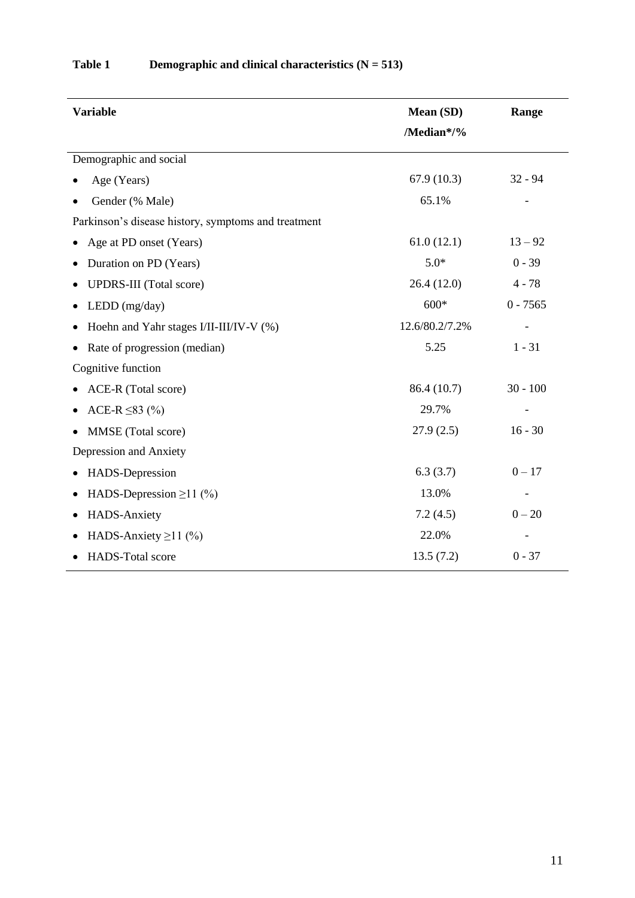**Table 1 Demographic and clinical characteristics (N = 513)**

| Variable | Mean (SD) /Median*/% | Range |
|---|---|---|
| Demographic and social | | |
| • Age (Years) | 67.9 (10.3) | 32 - 94 |
| • Gender (% Male) | 65.1% | - |
| Parkinson's disease history, symptoms and treatment | | |
| • Age at PD onset (Years) | 61.0 (12.1) | 13 – 92 |
| • Duration on PD (Years) | 5.0* | 0 - 39 |
| • UPDRS-III (Total score) | 26.4 (12.0) | 4 - 78 |
| • LEDD (mg/day) | 600* | 0 - 7565 |
| • Hoehn and Yahr stages I/II-III/IV-V (%) | 12.6/80.2/7.2% | - |
| • Rate of progression (median) | 5.25 | 1 - 31 |
| Cognitive function | | |
| • ACE-R (Total score) | 86.4 (10.7) | 30 - 100 |
| • ACE-R ≤83 (%) | 29.7% | - |
| • MMSE (Total score) | 27.9 (2.5) | 16 - 30 |
| Depression and Anxiety | | |
| • HADS-Depression | 6.3 (3.7) | 0 – 17 |
| • HADS-Depression ≥11 (%) | 13.0% | - |
| • HADS-Anxiety | 7.2 (4.5) | 0 – 20 |
| • HADS-Anxiety ≥11 (%) | 22.0% | - |
| • HADS-Total score | 13.5 (7.2) | 0 - 37 |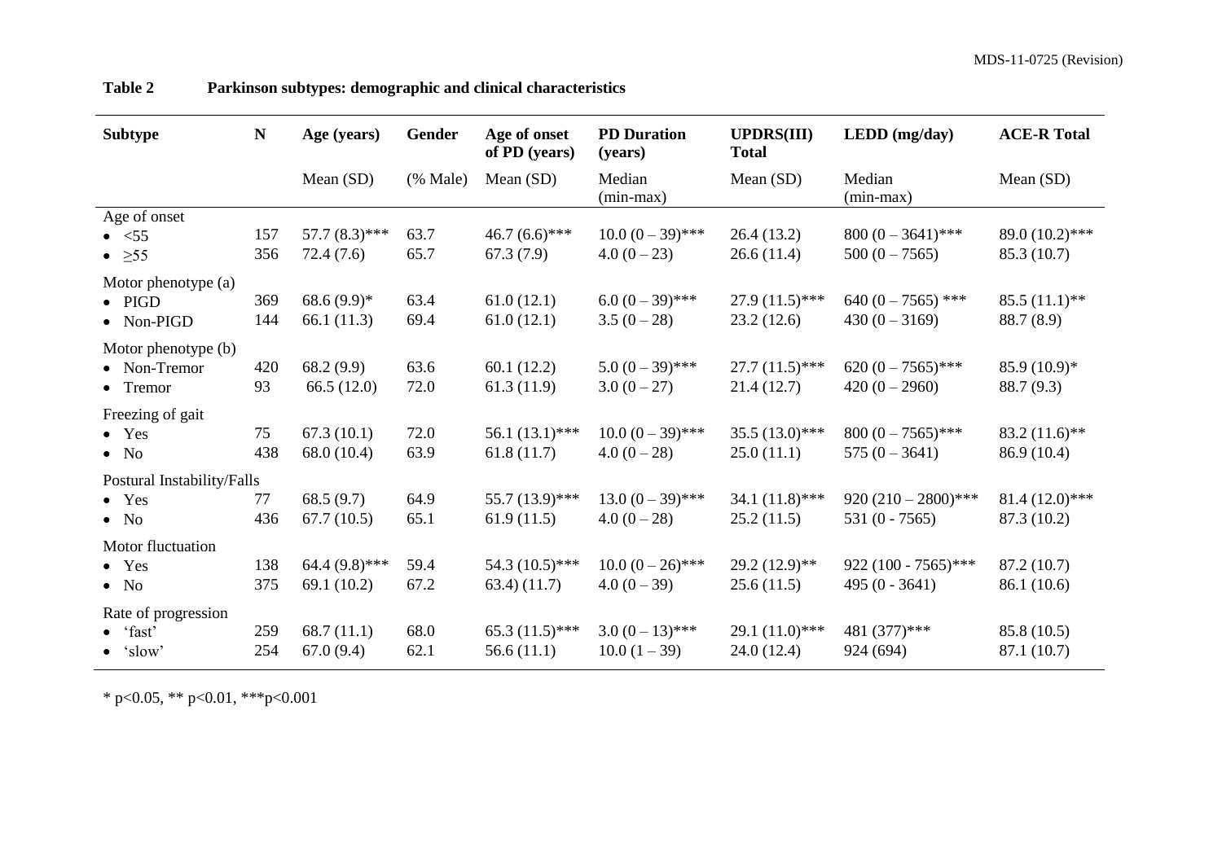**Table 2 Parkinson subtypes: demographic and clinical characteristics**

| Subtype | N | Age (years) | Gender | Age of onset of PD (years) | PD Duration (years) | UPDRS(III) Total | LEDD (mg/day) | ACE-R Total |
|---|---|---|---|---|---|---|---|---|
| | | Mean (SD) | (% Male) | Mean (SD) | Median (min-max) | Mean (SD) | Median (min-max) | Mean (SD) |
| Age of onset | | | | | | | | |
| • <55 | 157 | 57.7 (8.3)*** | 63.7 | 46.7 (6.6)*** | 10.0 (0 – 39)*** | 26.4 (13.2) | 800 (0 – 3641)*** | 89.0 (10.2)*** |
| • ≥55 | 356 | 72.4 (7.6) | 65.7 | 67.3 (7.9) | 4.0 (0 – 23) | 26.6 (11.4) | 500 (0 – 7565) | 85.3 (10.7) |
| Motor phenotype (a) | | | | | | | | |
| • PIGD | 369 | 68.6 (9.9)* | 63.4 | 61.0 (12.1) | 6.0 (0 – 39)*** | 27.9 (11.5)*** | 640 (0 – 7565) *** | 85.5 (11.1)** |
| • Non-PIGD | 144 | 66.1 (11.3) | 69.4 | 61.0 (12.1) | 3.5 (0 – 28) | 23.2 (12.6) | 430 (0 – 3169) | 88.7 (8.9) |
| Motor phenotype (b) | | | | | | | | |
| • Non-Tremor | 420 | 68.2 (9.9) | 63.6 | 60.1 (12.2) | 5.0 (0 – 39)*** | 27.7 (11.5)*** | 620 (0 – 7565)*** | 85.9 (10.9)* |
| • Tremor | 93 | 66.5 (12.0) | 72.0 | 61.3 (11.9) | 3.0 (0 – 27) | 21.4 (12.7) | 420 (0 – 2960) | 88.7 (9.3) |
| Freezing of gait | | | | | | | | |
| • Yes | 75 | 67.3 (10.1) | 72.0 | 56.1 (13.1)*** | 10.0 (0 – 39)*** | 35.5 (13.0)*** | 800 (0 – 7565)*** | 83.2 (11.6)** |
| • No | 438 | 68.0 (10.4) | 63.9 | 61.8 (11.7) | 4.0 (0 – 28) | 25.0 (11.1) | 575 (0 – 3641) | 86.9 (10.4) |
| Postural Instability/Falls | | | | | | | | |
| • Yes | 77 | 68.5 (9.7) | 64.9 | 55.7 (13.9)*** | 13.0 (0 – 39)*** | 34.1 (11.8)*** | 920 (210 – 2800)*** | 81.4 (12.0)*** |
| • No | 436 | 67.7 (10.5) | 65.1 | 61.9 (11.5) | 4.0 (0 – 28) | 25.2 (11.5) | 531 (0 - 7565) | 87.3 (10.2) |
| Motor fluctuation | | | | | | | | |
| • Yes | 138 | 64.4 (9.8)*** | 59.4 | 54.3 (10.5)*** | 10.0 (0 – 26)*** | 29.2 (12.9)** | 922 (100 - 7565)*** | 87.2 (10.7) |
| • No | 375 | 69.1 (10.2) | 67.2 | 63.4) (11.7) | 4.0 (0 – 39) | 25.6 (11.5) | 495 (0 - 3641) | 86.1 (10.6) |
| Rate of progression | | | | | | | | |
| • 'fast' | 259 | 68.7 (11.1) | 68.0 | 65.3 (11.5)*** | 3.0 (0 – 13)*** | 29.1 (11.0)*** | 481 (377)*** | 85.8 (10.5) |
| • 'slow' | 254 | 67.0 (9.4) | 62.1 | 56.6 (11.1) | 10.0 (1 – 39) | 24.0 (12.4) | 924 (694) | 87.1 (10.7) |

* $p<0.05$, ** $p<0.01$, *** $p<0.001$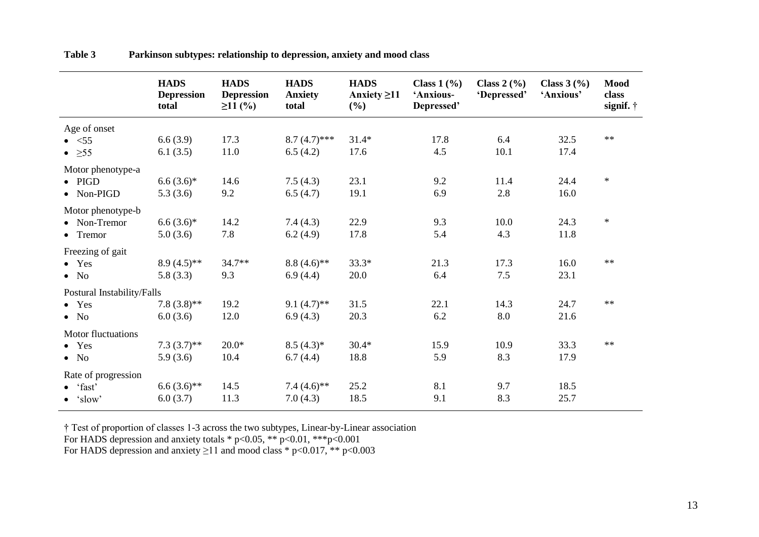**Table 3 Parkinson subtypes: relationship to depression, anxiety and mood class**

| | HADS Depression total | HADS Depression ≥11 (%) | HADS Anxiety total | HADS Anxiety ≥11 (%) | Class 1 (%) 'Anxious-Depressed' | Class 2 (%) 'Depressed' | Class 3 (%) 'Anxious' | Mood class signif. † |
|---|---|---|---|---|---|---|---|---|
| Age of onset | | | | | | | | |
| • <55 | 6.6 (3.9) | 17.3 | 8.7 (4.7)*** | 31.4* | 17.8 | 6.4 | 32.5 | ** |
| • ≥55 | 6.1 (3.5) | 11.0 | 6.5 (4.2) | 17.6 | 4.5 | 10.1 | 17.4 | |
| Motor phenotype-a | | | | | | | | |
| • PIGD | 6.6 (3.6)* | 14.6 | 7.5 (4.3) | 23.1 | 9.2 | 11.4 | 24.4 | * |
| • Non-PIGD | 5.3 (3.6) | 9.2 | 6.5 (4.7) | 19.1 | 6.9 | 2.8 | 16.0 | |
| Motor phenotype-b | | | | | | | | |
| • Non-Tremor | 6.6 (3.6)* | 14.2 | 7.4 (4.3) | 22.9 | 9.3 | 10.0 | 24.3 | * |
| • Tremor | 5.0 (3.6) | 7.8 | 6.2 (4.9) | 17.8 | 5.4 | 4.3 | 11.8 | |
| Freezing of gait | | | | | | | | |
| • Yes | 8.9 (4.5)** | 34.7** | 8.8 (4.6)** | 33.3* | 21.3 | 17.3 | 16.0 | ** |
| • No | 5.8 (3.3) | 9.3 | 6.9 (4.4) | 20.0 | 6.4 | 7.5 | 23.1 | |
| Postural Instability/Falls | | | | | | | | |
| • Yes | 7.8 (3.8)** | 19.2 | 9.1 (4.7)** | 31.5 | 22.1 | 14.3 | 24.7 | ** |
| • No | 6.0 (3.6) | 12.0 | 6.9 (4.3) | 20.3 | 6.2 | 8.0 | 21.6 | |
| Motor fluctuations | | | | | | | | |
| • Yes | 7.3 (3.7)** | 20.0* | 8.5 (4.3)* | 30.4* | 15.9 | 10.9 | 33.3 | ** |
| • No | 5.9 (3.6) | 10.4 | 6.7 (4.4) | 18.8 | 5.9 | 8.3 | 17.9 | |
| Rate of progression | | | | | | | | |
| • 'fast' | 6.6 (3.6)** | 14.5 | 7.4 (4.6)** | 25.2 | 8.1 | 9.7 | 18.5 | |
| • 'slow' | 6.0 (3.7) | 11.3 | 7.0 (4.3) | 18.5 | 9.1 | 8.3 | 25.7 | |

† Test of proportion of classes 1-3 across the two subtypes, Linear-by-Linear association
For HADS depression and anxiety totals * $p<0.05$, ** $p<0.01$, *** $p<0.001$
For HADS depression and anxiety ≥11 and mood class * $p<0.017$, ** $p<0.003$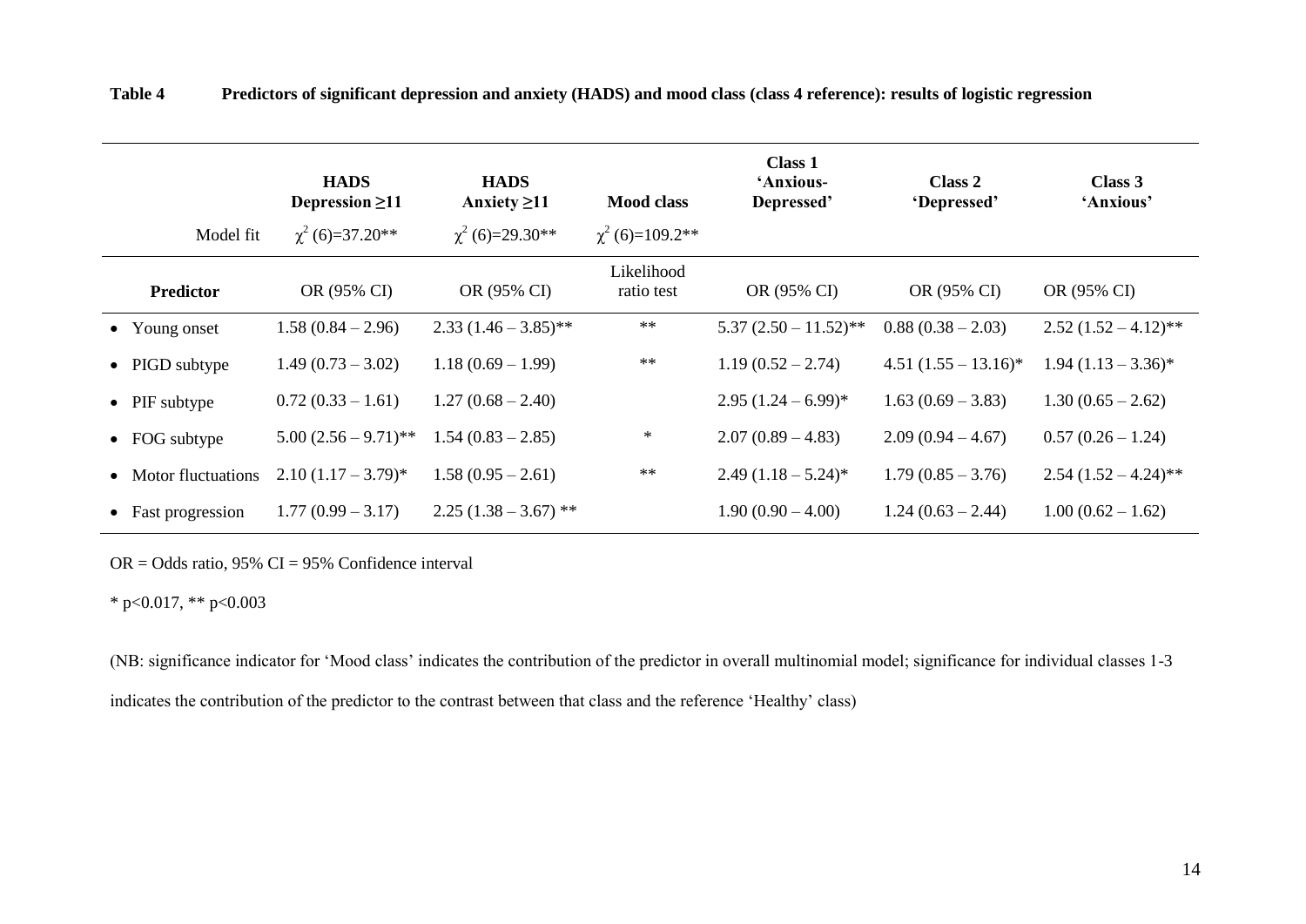**Table 4 Predictors of significant depression and anxiety (HADS) and mood class (class 4 reference): results of logistic regression**

| | HADS Depression ≥11 | HADS Anxiety ≥11 | Mood class | Class 1 'Anxious-Depressed' | Class 2 'Depressed' | Class 3 'Anxious' |
|---|---|---|---|---|---|---|
| Model fit | $\chi^2$ (6)=37.20** | $\chi^2$ (6)=29.30** | $\chi^2$ (6)=109.2** | | | |
| **Predictor** | OR (95% CI) | OR (95% CI) | Likelihood ratio test | OR (95% CI) | OR (95% CI) | OR (95% CI) |
| • Young onset | 1.58 (0.84 – 2.96) | 2.33 (1.46 – 3.85)** | ** | 5.37 (2.50 – 11.52)** | 0.88 (0.38 – 2.03) | 2.52 (1.52 – 4.12)** |
| • PIGD subtype | 1.49 (0.73 – 3.02) | 1.18 (0.69 – 1.99) | ** | 1.19 (0.52 – 2.74) | 4.51 (1.55 – 13.16)* | 1.94 (1.13 – 3.36)* |
| • PIF subtype | 0.72 (0.33 – 1.61) | 1.27 (0.68 – 2.40) | | 2.95 (1.24 – 6.99)* | 1.63 (0.69 – 3.83) | 1.30 (0.65 – 2.62) |
| • FOG subtype | 5.00 (2.56 – 9.71)** | 1.54 (0.83 – 2.85) | * | 2.07 (0.89 – 4.83) | 2.09 (0.94 – 4.67) | 0.57 (0.26 – 1.24) |
| • Motor fluctuations | 2.10 (1.17 – 3.79)* | 1.58 (0.95 – 2.61) | ** | 2.49 (1.18 – 5.24)* | 1.79 (0.85 – 3.76) | 2.54 (1.52 – 4.24)** |
| • Fast progression | 1.77 (0.99 – 3.17) | 2.25 (1.38 – 3.67) ** | | 1.90 (0.90 – 4.00) | 1.24 (0.63 – 2.44) | 1.00 (0.62 – 1.62) |

OR = Odds ratio, 95% CI = 95% Confidence interval

* $p<0.017$, ** $p<0.003$

(NB: significance indicator for 'Mood class' indicates the contribution of the predictor in overall multinomial model; significance for individual classes 1-3 indicates the contribution of the predictor to the contrast between that class and the reference 'Healthy' class)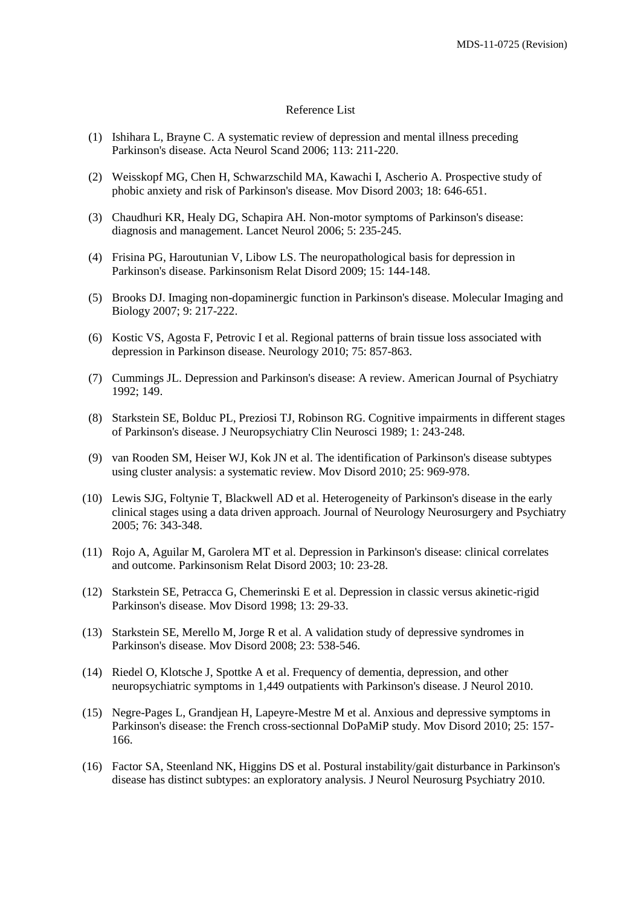Reference List

(1) Ishihara L, Brayne C. A systematic review of depression and mental illness preceding Parkinson's disease. Acta Neurol Scand 2006; 113: 211-220.

(2) Weisskopf MG, Chen H, Schwarzschild MA, Kawachi I, Ascherio A. Prospective study of phobic anxiety and risk of Parkinson's disease. Mov Disord 2003; 18: 646-651.

(3) Chaudhuri KR, Healy DG, Schapira AH. Non-motor symptoms of Parkinson's disease: diagnosis and management. Lancet Neurol 2006; 5: 235-245.

(4) Frisina PG, Haroutunian V, Libow LS. The neuropathological basis for depression in Parkinson's disease. Parkinsonism Relat Disord 2009; 15: 144-148.

(5) Brooks DJ. Imaging non-dopaminergic function in Parkinson's disease. Molecular Imaging and Biology 2007; 9: 217-222.

(6) Kostic VS, Agosta F, Petrovic I et al. Regional patterns of brain tissue loss associated with depression in Parkinson disease. Neurology 2010; 75: 857-863.

(7) Cummings JL. Depression and Parkinson's disease: A review. American Journal of Psychiatry 1992; 149.

(8) Starkstein SE, Bolduc PL, Preziosi TJ, Robinson RG. Cognitive impairments in different stages of Parkinson's disease. J Neuropsychiatry Clin Neurosci 1989; 1: 243-248.

(9) van Rooden SM, Heiser WJ, Kok JN et al. The identification of Parkinson's disease subtypes using cluster analysis: a systematic review. Mov Disord 2010; 25: 969-978.

(10) Lewis SJG, Foltynie T, Blackwell AD et al. Heterogeneity of Parkinson's disease in the early clinical stages using a data driven approach. Journal of Neurology Neurosurgery and Psychiatry 2005; 76: 343-348.

(11) Rojo A, Aguilar M, Garolera MT et al. Depression in Parkinson's disease: clinical correlates and outcome. Parkinsonism Relat Disord 2003; 10: 23-28.

(12) Starkstein SE, Petracca G, Chemerinski E et al. Depression in classic versus akinetic-rigid Parkinson's disease. Mov Disord 1998; 13: 29-33.

(13) Starkstein SE, Merello M, Jorge R et al. A validation study of depressive syndromes in Parkinson's disease. Mov Disord 2008; 23: 538-546.

(14) Riedel O, Klotsche J, Spottke A et al. Frequency of dementia, depression, and other neuropsychiatric symptoms in 1,449 outpatients with Parkinson's disease. J Neurol 2010.

(15) Negre-Pages L, Grandjean H, Lapeyre-Mestre M et al. Anxious and depressive symptoms in Parkinson's disease: the French cross-sectionnal DoPaMiP study. Mov Disord 2010; 25: 157-166.

(16) Factor SA, Steenland NK, Higgins DS et al. Postural instability/gait disturbance in Parkinson's disease has distinct subtypes: an exploratory analysis. J Neurol Neurosurg Psychiatry 2010.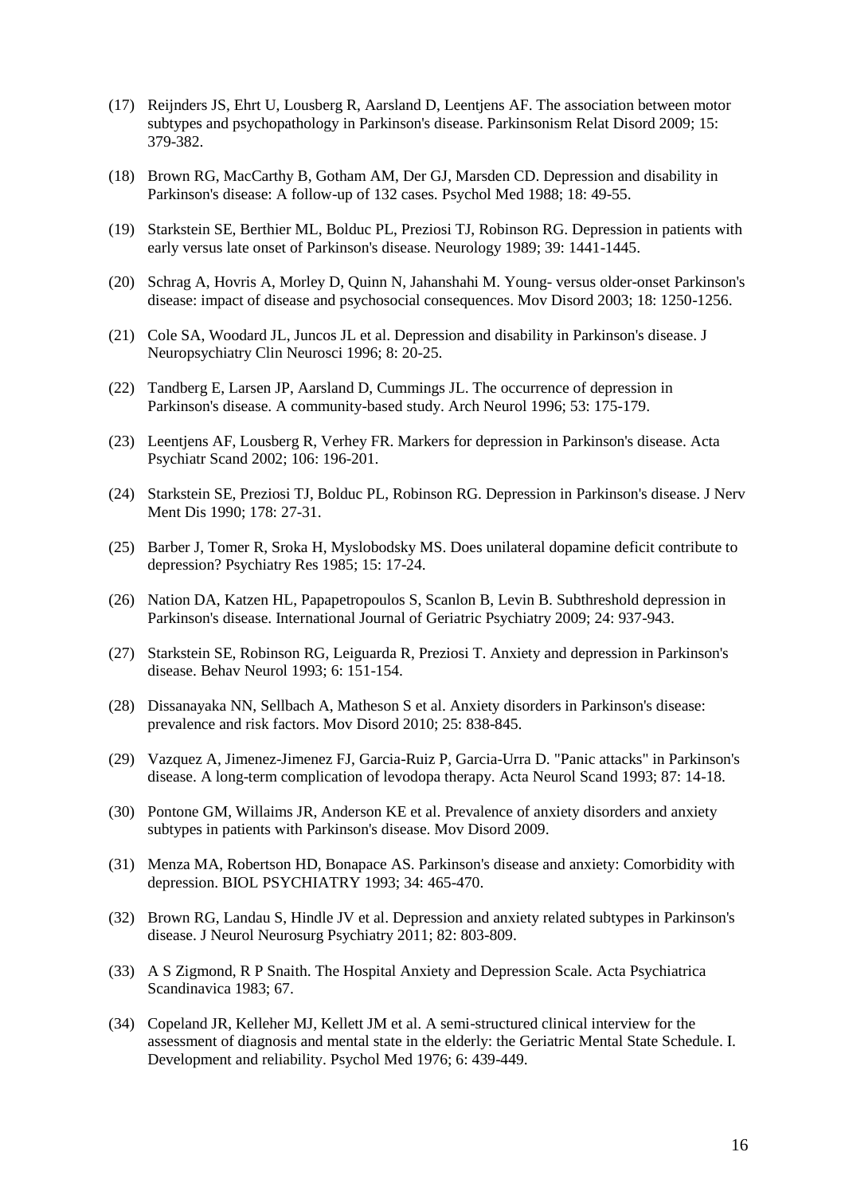(17) Reijnders JS, Ehrt U, Lousberg R, Aarsland D, Leentjens AF. The association between motor subtypes and psychopathology in Parkinson's disease. Parkinsonism Relat Disord 2009; 15: 379-382.

(18) Brown RG, MacCarthy B, Gotham AM, Der GJ, Marsden CD. Depression and disability in Parkinson's disease: A follow-up of 132 cases. Psychol Med 1988; 18: 49-55.

(19) Starkstein SE, Berthier ML, Bolduc PL, Preziosi TJ, Robinson RG. Depression in patients with early versus late onset of Parkinson's disease. Neurology 1989; 39: 1441-1445.

(20) Schrag A, Hovris A, Morley D, Quinn N, Jahanshahi M. Young- versus older-onset Parkinson's disease: impact of disease and psychosocial consequences. Mov Disord 2003; 18: 1250-1256.

(21) Cole SA, Woodard JL, Juncos JL et al. Depression and disability in Parkinson's disease. J Neuropsychiatry Clin Neurosci 1996; 8: 20-25.

(22) Tandberg E, Larsen JP, Aarsland D, Cummings JL. The occurrence of depression in Parkinson's disease. A community-based study. Arch Neurol 1996; 53: 175-179.

(23) Leentjens AF, Lousberg R, Verhey FR. Markers for depression in Parkinson's disease. Acta Psychiatr Scand 2002; 106: 196-201.

(24) Starkstein SE, Preziosi TJ, Bolduc PL, Robinson RG. Depression in Parkinson's disease. J Nerv Ment Dis 1990; 178: 27-31.

(25) Barber J, Tomer R, Sroka H, Myslobodsky MS. Does unilateral dopamine deficit contribute to depression? Psychiatry Res 1985; 15: 17-24.

(26) Nation DA, Katzen HL, Papapetropoulos S, Scanlon B, Levin B. Subthreshold depression in Parkinson's disease. International Journal of Geriatric Psychiatry 2009; 24: 937-943.

(27) Starkstein SE, Robinson RG, Leiguarda R, Preziosi T. Anxiety and depression in Parkinson's disease. Behav Neurol 1993; 6: 151-154.

(28) Dissanayaka NN, Sellbach A, Matheson S et al. Anxiety disorders in Parkinson's disease: prevalence and risk factors. Mov Disord 2010; 25: 838-845.

(29) Vazquez A, Jimenez-Jimenez FJ, Garcia-Ruiz P, Garcia-Urra D. "Panic attacks" in Parkinson's disease. A long-term complication of levodopa therapy. Acta Neurol Scand 1993; 87: 14-18.

(30) Pontone GM, Willaims JR, Anderson KE et al. Prevalence of anxiety disorders and anxiety subtypes in patients with Parkinson's disease. Mov Disord 2009.

(31) Menza MA, Robertson HD, Bonapace AS. Parkinson's disease and anxiety: Comorbidity with depression. BIOL PSYCHIATRY 1993; 34: 465-470.

(32) Brown RG, Landau S, Hindle JV et al. Depression and anxiety related subtypes in Parkinson's disease. J Neurol Neurosurg Psychiatry 2011; 82: 803-809.

(33) A S Zigmond, R P Snaith. The Hospital Anxiety and Depression Scale. Acta Psychiatrica Scandinavica 1983; 67.

(34) Copeland JR, Kelleher MJ, Kellett JM et al. A semi-structured clinical interview for the assessment of diagnosis and mental state in the elderly: the Geriatric Mental State Schedule. I. Development and reliability. Psychol Med 1976; 6: 439-449.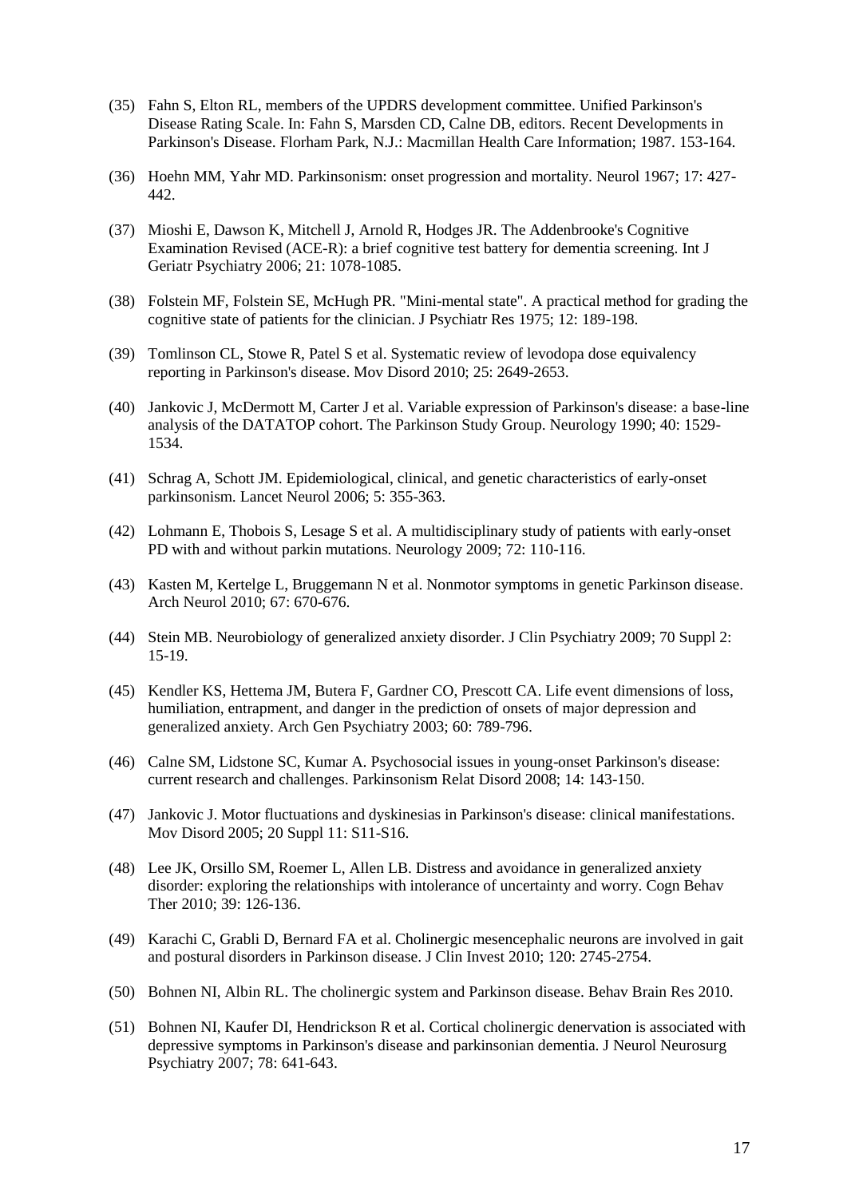(35) Fahn S, Elton RL, members of the UPDRS development committee. Unified Parkinson's Disease Rating Scale. In: Fahn S, Marsden CD, Calne DB, editors. Recent Developments in Parkinson's Disease. Florham Park, N.J.: Macmillan Health Care Information; 1987. 153-164.

(36) Hoehn MM, Yahr MD. Parkinsonism: onset progression and mortality. Neurol 1967; 17: 427-442.

(37) Mioshi E, Dawson K, Mitchell J, Arnold R, Hodges JR. The Addenbrooke's Cognitive Examination Revised (ACE-R): a brief cognitive test battery for dementia screening. Int J Geriatr Psychiatry 2006; 21: 1078-1085.

(38) Folstein MF, Folstein SE, McHugh PR. "Mini-mental state". A practical method for grading the cognitive state of patients for the clinician. J Psychiatr Res 1975; 12: 189-198.

(39) Tomlinson CL, Stowe R, Patel S et al. Systematic review of levodopa dose equivalency reporting in Parkinson's disease. Mov Disord 2010; 25: 2649-2653.

(40) Jankovic J, McDermott M, Carter J et al. Variable expression of Parkinson's disease: a base-line analysis of the DATATOP cohort. The Parkinson Study Group. Neurology 1990; 40: 1529-1534.

(41) Schrag A, Schott JM. Epidemiological, clinical, and genetic characteristics of early-onset parkinsonism. Lancet Neurol 2006; 5: 355-363.

(42) Lohmann E, Thobois S, Lesage S et al. A multidisciplinary study of patients with early-onset PD with and without parkin mutations. Neurology 2009; 72: 110-116.

(43) Kasten M, Kertelge L, Bruggemann N et al. Nonmotor symptoms in genetic Parkinson disease. Arch Neurol 2010; 67: 670-676.

(44) Stein MB. Neurobiology of generalized anxiety disorder. J Clin Psychiatry 2009; 70 Suppl 2: 15-19.

(45) Kendler KS, Hettema JM, Butera F, Gardner CO, Prescott CA. Life event dimensions of loss, humiliation, entrapment, and danger in the prediction of onsets of major depression and generalized anxiety. Arch Gen Psychiatry 2003; 60: 789-796.

(46) Calne SM, Lidstone SC, Kumar A. Psychosocial issues in young-onset Parkinson's disease: current research and challenges. Parkinsonism Relat Disord 2008; 14: 143-150.

(47) Jankovic J. Motor fluctuations and dyskinesias in Parkinson's disease: clinical manifestations. Mov Disord 2005; 20 Suppl 11: S11-S16.

(48) Lee JK, Orsillo SM, Roemer L, Allen LB. Distress and avoidance in generalized anxiety disorder: exploring the relationships with intolerance of uncertainty and worry. Cogn Behav Ther 2010; 39: 126-136.

(49) Karachi C, Grabli D, Bernard FA et al. Cholinergic mesencephalic neurons are involved in gait and postural disorders in Parkinson disease. J Clin Invest 2010; 120: 2745-2754.

(50) Bohnen NI, Albin RL. The cholinergic system and Parkinson disease. Behav Brain Res 2010.

(51) Bohnen NI, Kaufer DI, Hendrickson R et al. Cortical cholinergic denervation is associated with depressive symptoms in Parkinson's disease and parkinsonian dementia. J Neurol Neurosurg Psychiatry 2007; 78: 641-643.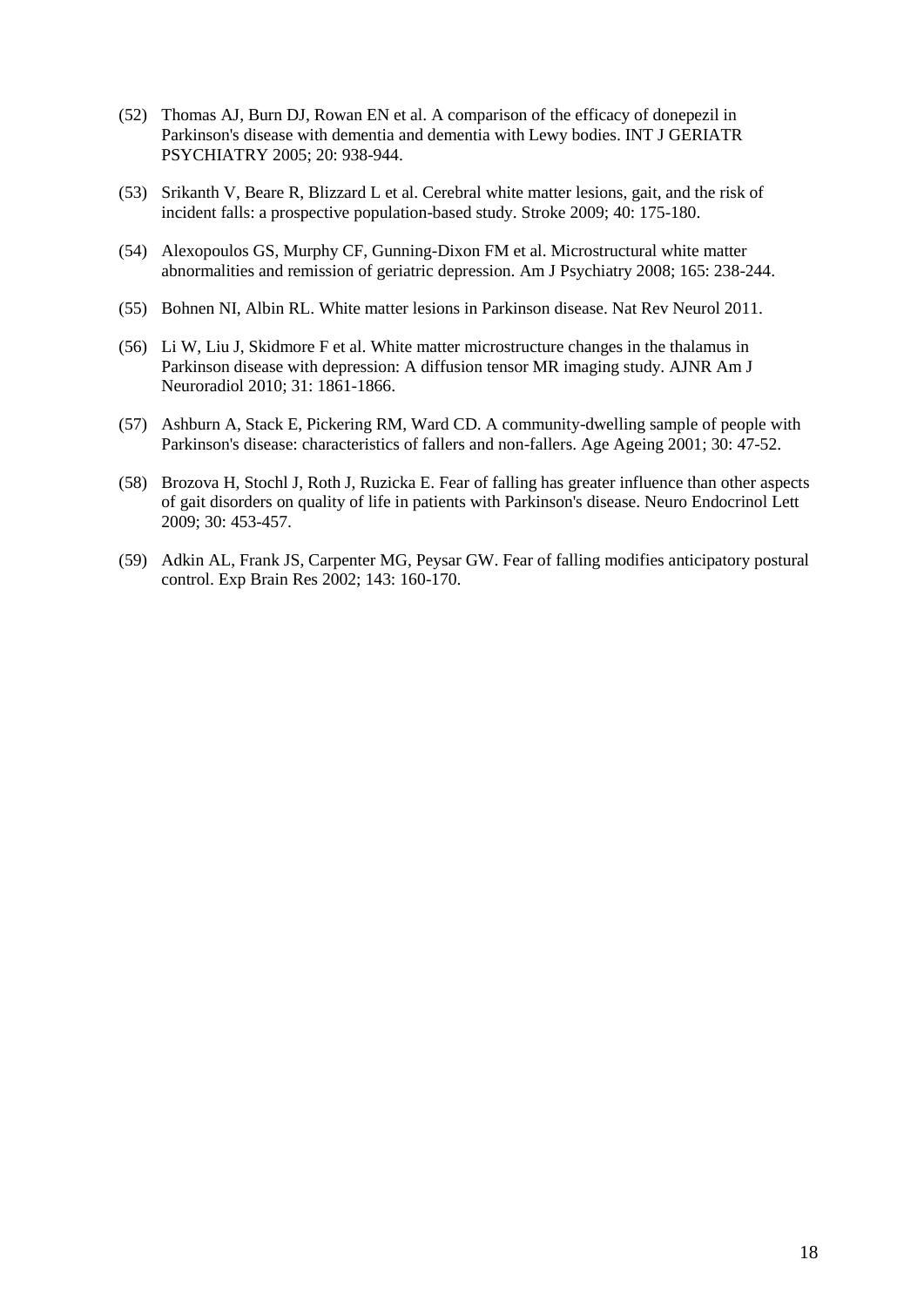(52) Thomas AJ, Burn DJ, Rowan EN et al. A comparison of the efficacy of donepezil in Parkinson's disease with dementia and dementia with Lewy bodies. INT J GERIATR PSYCHIATRY 2005; 20: 938-944.

(53) Srikanth V, Beare R, Blizzard L et al. Cerebral white matter lesions, gait, and the risk of incident falls: a prospective population-based study. Stroke 2009; 40: 175-180.

(54) Alexopoulos GS, Murphy CF, Gunning-Dixon FM et al. Microstructural white matter abnormalities and remission of geriatric depression. Am J Psychiatry 2008; 165: 238-244.

(55) Bohnen NI, Albin RL. White matter lesions in Parkinson disease. Nat Rev Neurol 2011.

(56) Li W, Liu J, Skidmore F et al. White matter microstructure changes in the thalamus in Parkinson disease with depression: A diffusion tensor MR imaging study. AJNR Am J Neuroradiol 2010; 31: 1861-1866.

(57) Ashburn A, Stack E, Pickering RM, Ward CD. A community-dwelling sample of people with Parkinson's disease: characteristics of fallers and non-fallers. Age Ageing 2001; 30: 47-52.

(58) Brozova H, Stochl J, Roth J, Ruzicka E. Fear of falling has greater influence than other aspects of gait disorders on quality of life in patients with Parkinson's disease. Neuro Endocrinol Lett 2009; 30: 453-457.

(59) Adkin AL, Frank JS, Carpenter MG, Peysar GW. Fear of falling modifies anticipatory postural control. Exp Brain Res 2002; 143: 160-170.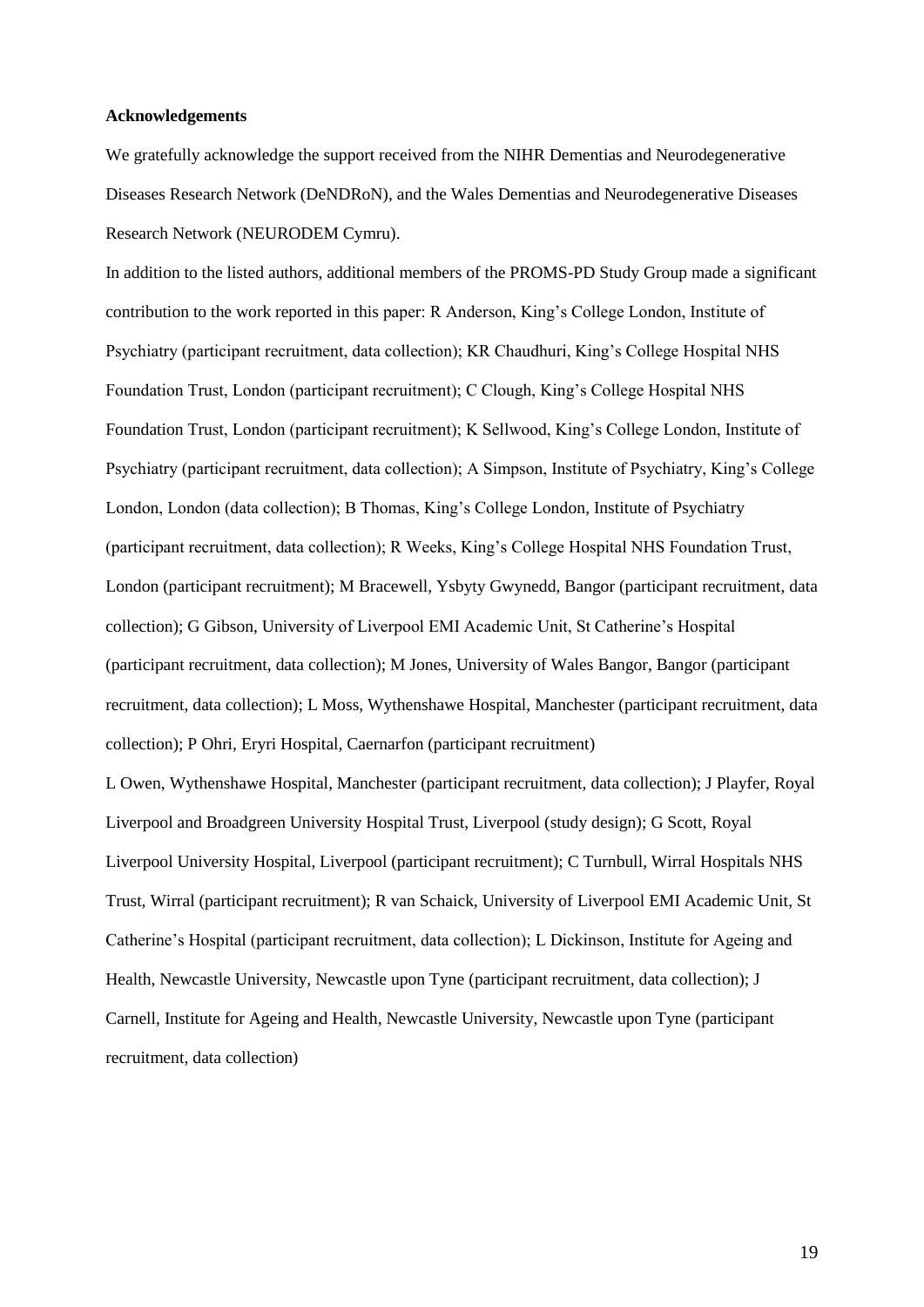**Acknowledgements**

We gratefully acknowledge the support received from the NIHR Dementias and Neurodegenerative Diseases Research Network (DeNDRoN), and the Wales Dementias and Neurodegenerative Diseases Research Network (NEURODEM Cymru).

In addition to the listed authors, additional members of the PROMS-PD Study Group made a significant contribution to the work reported in this paper: R Anderson, King's College London, Institute of Psychiatry (participant recruitment, data collection); KR Chaudhuri, King's College Hospital NHS Foundation Trust, London (participant recruitment); C Clough, King's College Hospital NHS Foundation Trust, London (participant recruitment); K Sellwood, King's College London, Institute of Psychiatry (participant recruitment, data collection); A Simpson, Institute of Psychiatry, King's College London, London (data collection); B Thomas, King's College London, Institute of Psychiatry (participant recruitment, data collection); R Weeks, King's College Hospital NHS Foundation Trust, London (participant recruitment); M Bracewell, Ysbyty Gwynedd, Bangor (participant recruitment, data collection); G Gibson, University of Liverpool EMI Academic Unit, St Catherine's Hospital (participant recruitment, data collection); M Jones, University of Wales Bangor, Bangor (participant recruitment, data collection); L Moss, Wythenshawe Hospital, Manchester (participant recruitment, data collection); P Ohri, Eryri Hospital, Caernarfon (participant recruitment)

L Owen, Wythenshawe Hospital, Manchester (participant recruitment, data collection); J Playfer, Royal Liverpool and Broadgreen University Hospital Trust, Liverpool (study design); G Scott, Royal Liverpool University Hospital, Liverpool (participant recruitment); C Turnbull, Wirral Hospitals NHS Trust, Wirral (participant recruitment); R van Schaick, University of Liverpool EMI Academic Unit, St Catherine's Hospital (participant recruitment, data collection); L Dickinson, Institute for Ageing and Health, Newcastle University, Newcastle upon Tyne (participant recruitment, data collection); J Carnell, Institute for Ageing and Health, Newcastle University, Newcastle upon Tyne (participant recruitment, data collection)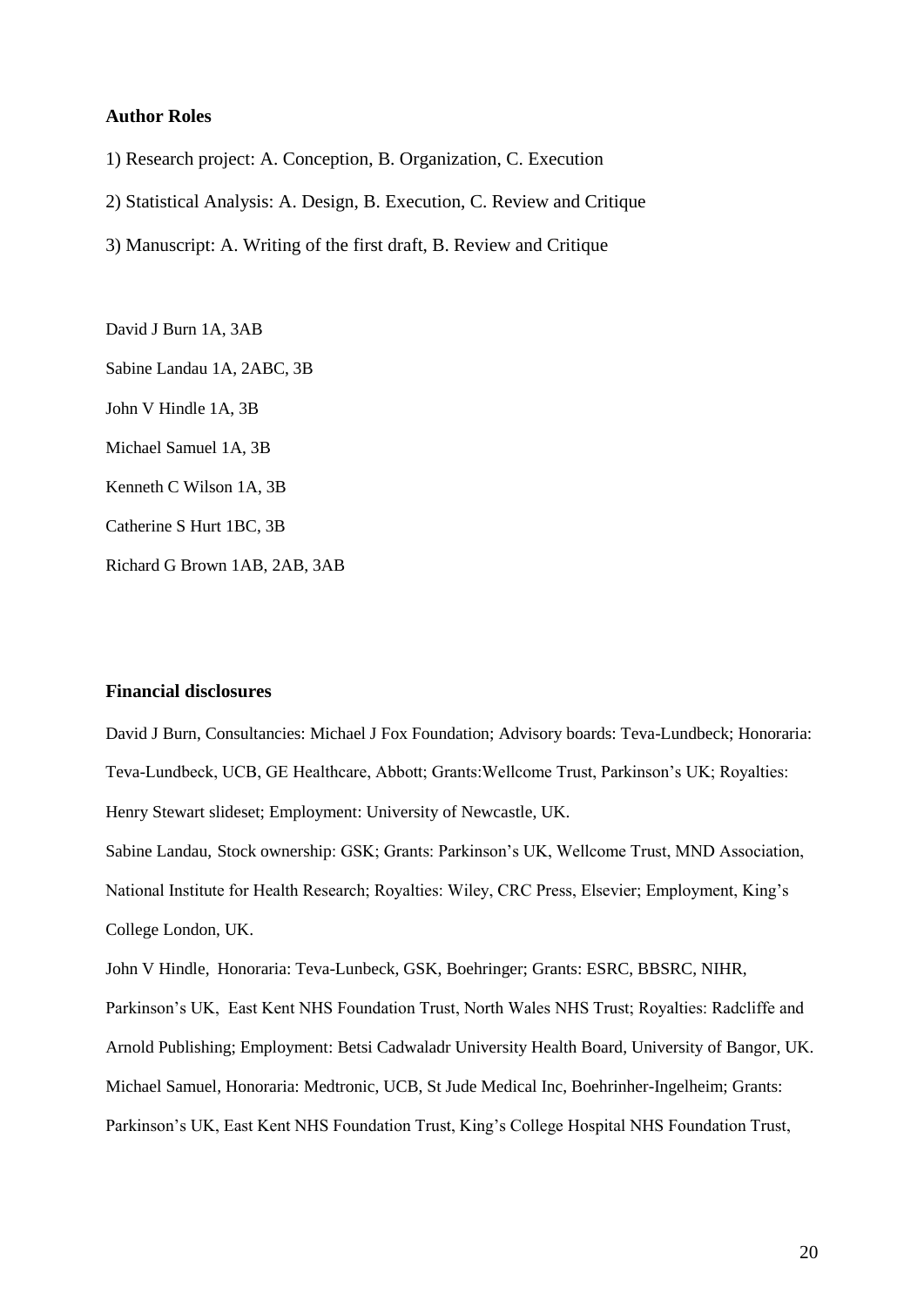**Author Roles**

1) Research project: A. Conception, B. Organization, C. Execution

2) Statistical Analysis: A. Design, B. Execution, C. Review and Critique

3) Manuscript: A. Writing of the first draft, B. Review and Critique

David J Burn 1A, 3AB

Sabine Landau 1A, 2ABC, 3B

John V Hindle 1A, 3B

Michael Samuel 1A, 3B

Kenneth C Wilson 1A, 3B

Catherine S Hurt 1BC, 3B

Richard G Brown 1AB, 2AB, 3AB

**Financial disclosures**

David J Burn, Consultancies: Michael J Fox Foundation; Advisory boards: Teva-Lundbeck; Honoraria: Teva-Lundbeck, UCB, GE Healthcare, Abbott; Grants:Wellcome Trust, Parkinson's UK; Royalties: Henry Stewart slideset; Employment: University of Newcastle, UK.

Sabine Landau, Stock ownership: GSK; Grants: Parkinson's UK, Wellcome Trust, MND Association, National Institute for Health Research; Royalties: Wiley, CRC Press, Elsevier; Employment, King's College London, UK.

John V Hindle, Honoraria: Teva-Lunbeck, GSK, Boehringer; Grants: ESRC, BBSRC, NIHR, Parkinson's UK, East Kent NHS Foundation Trust, North Wales NHS Trust; Royalties: Radcliffe and Arnold Publishing; Employment: Betsi Cadwaladr University Health Board, University of Bangor, UK.

Michael Samuel, Honoraria: Medtronic, UCB, St Jude Medical Inc, Boehrinher-Ingelheim; Grants: Parkinson's UK, East Kent NHS Foundation Trust, King's College Hospital NHS Foundation Trust,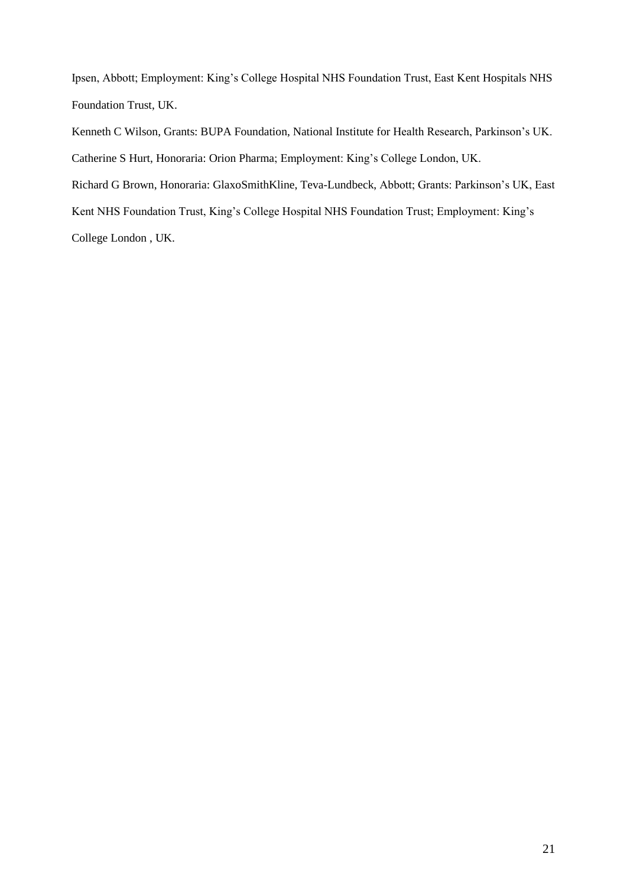Ipsen, Abbott; Employment: King's College Hospital NHS Foundation Trust, East Kent Hospitals NHS Foundation Trust, UK.

Kenneth C Wilson, Grants: BUPA Foundation, National Institute for Health Research, Parkinson's UK.

Catherine S Hurt, Honoraria: Orion Pharma; Employment: King's College London, UK.

Richard G Brown, Honoraria: GlaxoSmithKline, Teva-Lundbeck, Abbott; Grants: Parkinson's UK, East Kent NHS Foundation Trust, King's College Hospital NHS Foundation Trust; Employment: King's College London , UK.